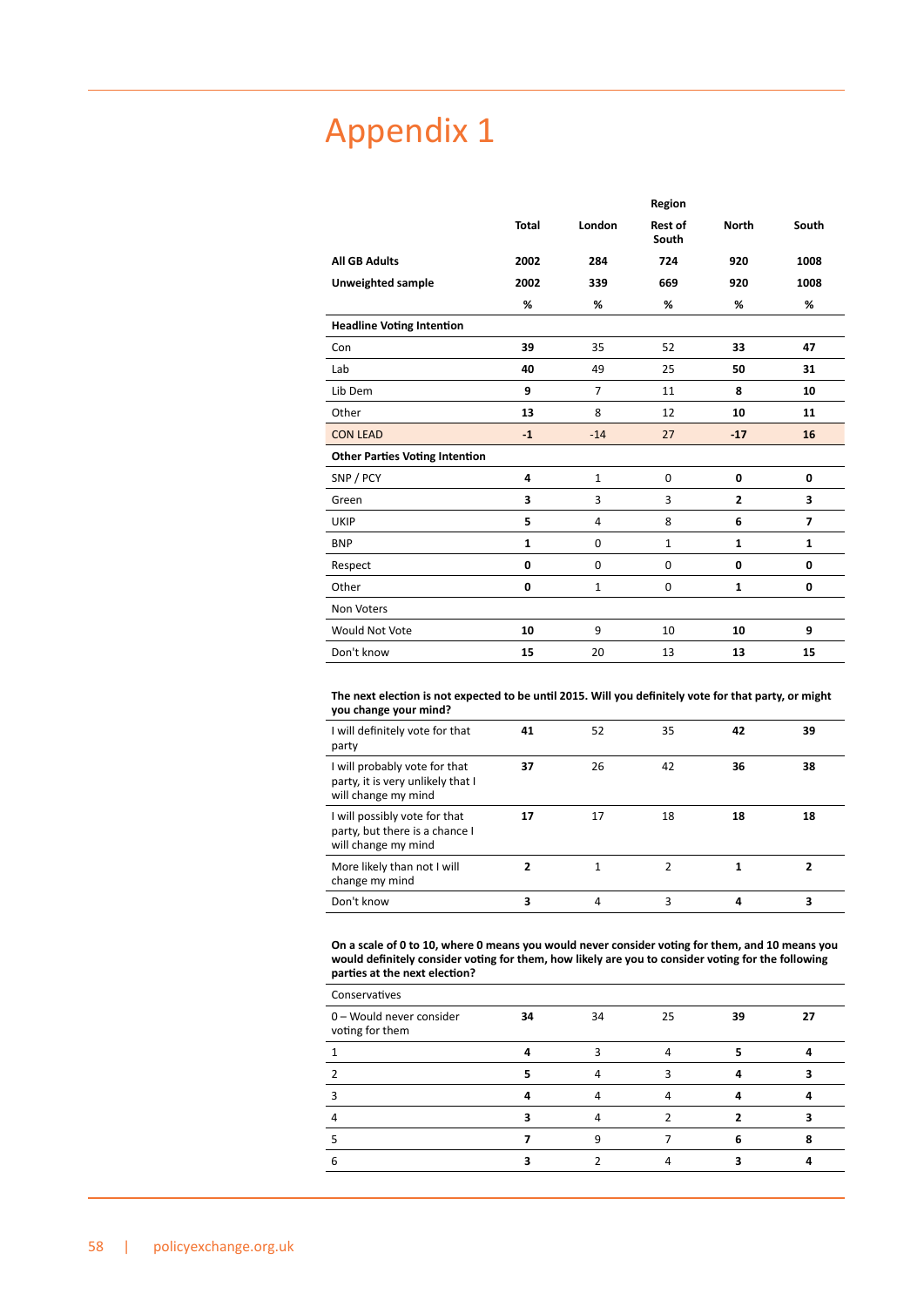# Appendix 1

| | Total | Region | | | |
|---|---|---|---|---|---|
| | | London | Rest of South | North | South |
| **All GB Adults** | **2002** | **284** | **724** | **920** | **1008** |
| **Unweighted sample** | **2002** | **339** | **669** | **920** | **1008** |
| | **%** | **%** | **%** | **%** | **%** |
| **Headline Voting Intention** | | | | | |
| Con | **39** | 35 | 52 | **33** | **47** |
| Lab | **40** | 49 | 25 | **50** | **31** |
| Lib Dem | **9** | 7 | 11 | **8** | **10** |
| Other | **13** | 8 | 12 | **10** | **11** |
| CON LEAD | **-1** | -14 | 27 | **-17** | **16** |
| **Other Parties Voting Intention** | | | | | |
| SNP / PCY | **4** | 1 | 0 | **0** | **0** |
| Green | **3** | 3 | 3 | **2** | **3** |
| UKIP | **5** | 4 | 8 | **6** | **7** |
| BNP | **1** | 0 | 1 | **1** | **1** |
| Respect | **0** | 0 | 0 | **0** | **0** |
| Other | **0** | 1 | 0 | **1** | **0** |
| Non Voters | | | | | |
| Would Not Vote | **10** | 9 | 10 | **10** | **9** |
| Don't know | **15** | 20 | 13 | **13** | **15** |

**The next election is not expected to be until 2015. Will you definitely vote for that party, or might you change your mind?**

| | Total | London | Rest of South | North | South |
|---|---|---|---|---|---|
| I will definitely vote for that party | **41** | 52 | 35 | **42** | **39** |
| I will probably vote for that party, it is very unlikely that I will change my mind | **37** | 26 | 42 | **36** | **38** |
| I will possibly vote for that party, but there is a chance I will change my mind | **17** | 17 | 18 | **18** | **18** |
| More likely than not I will change my mind | **2** | 1 | 2 | **1** | **2** |
| Don't know | **3** | 4 | 3 | **4** | **3** |

**On a scale of 0 to 10, where 0 means you would never consider voting for them, and 10 means you would definitely consider voting for them, how likely are you to consider voting for the following parties at the next election?**

| | Total | London | Rest of South | North | South |
|---|---|---|---|---|---|
| Conservatives | | | | | |
| 0 – Would never consider voting for them | **34** | 34 | 25 | **39** | **27** |
| 1 | **4** | 3 | 4 | **5** | **4** |
| 2 | **5** | 4 | 3 | **4** | **3** |
| 3 | **4** | 4 | 4 | **4** | **4** |
| 4 | **3** | 4 | 2 | **2** | **3** |
| 5 | **7** | 9 | 7 | **6** | **8** |
| 6 | **3** | 2 | 4 | **3** | **4** |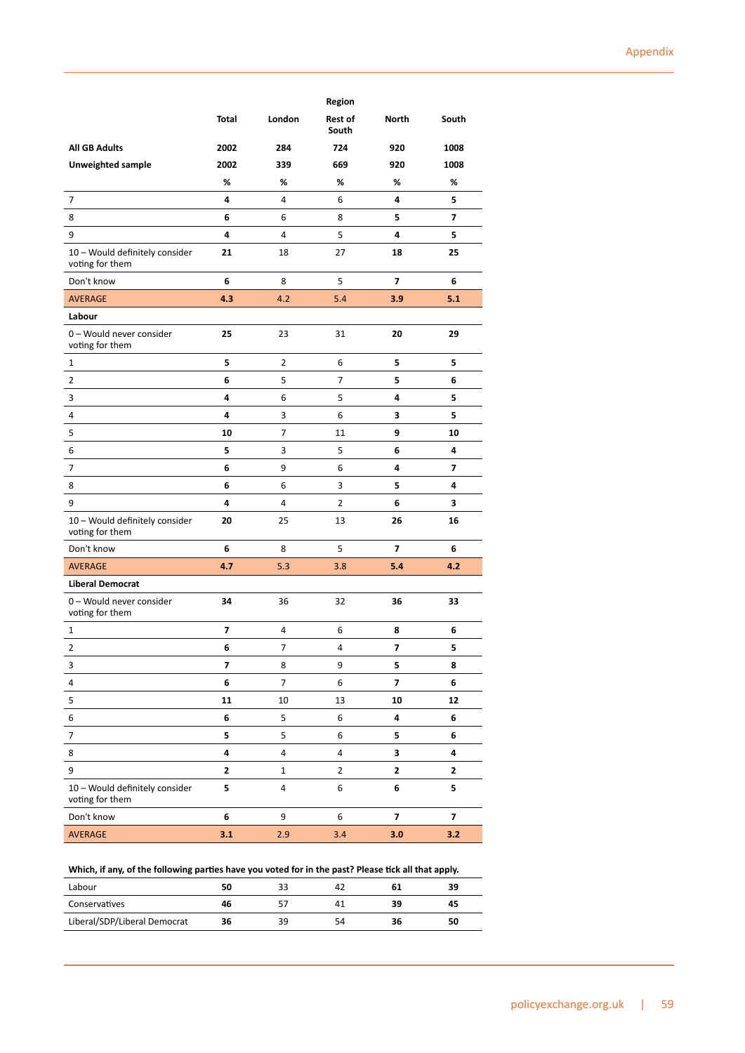| | Total | London | Region<br>Rest of South | North | South |
|---|---|---|---|---|---|
| **All GB Adults** | **2002** | **284** | **724** | **920** | **1008** |
| **Unweighted sample** | **2002** | **339** | **669** | **920** | **1008** |
| | **%** | **%** | **%** | **%** | **%** |
| 7 | **4** | 4 | 6 | **4** | **5** |
| 8 | **6** | 6 | 8 | **5** | **7** |
| 9 | **4** | 4 | 5 | **4** | **5** |
| 10 – Would definitely consider voting for them | **21** | 18 | 27 | **18** | **25** |
| Don't know | **6** | 8 | 5 | **7** | **6** |
| AVERAGE | **4.3** | 4.2 | 5.4 | **3.9** | **5.1** |
| **Labour** | | | | | |
| 0 – Would never consider voting for them | **25** | 23 | 31 | **20** | **29** |
| 1 | **5** | 2 | 6 | **5** | **5** |
| 2 | **6** | 5 | 7 | **5** | **6** |
| 3 | **4** | 6 | 5 | **4** | **5** |
| 4 | **4** | 3 | 6 | **3** | **5** |
| 5 | **10** | 7 | 11 | **9** | **10** |
| 6 | **5** | 3 | 5 | **6** | **4** |
| 7 | **6** | 9 | 6 | **4** | **7** |
| 8 | **6** | 6 | 3 | **5** | **4** |
| 9 | **4** | 4 | 2 | **6** | **3** |
| 10 – Would definitely consider voting for them | **20** | 25 | 13 | **26** | **16** |
| Don't know | **6** | 8 | 5 | **7** | **6** |
| AVERAGE | **4.7** | 5.3 | 3.8 | **5.4** | **4.2** |
| **Liberal Democrat** | | | | | |
| 0 – Would never consider voting for them | **34** | 36 | 32 | **36** | **33** |
| 1 | **7** | 4 | 6 | **8** | **6** |
| 2 | **6** | 7 | 4 | **7** | **5** |
| 3 | **7** | 8 | 9 | **5** | **8** |
| 4 | **6** | 7 | 6 | **7** | **6** |
| 5 | **11** | 10 | 13 | **10** | **12** |
| 6 | **6** | 5 | 6 | **4** | **6** |
| 7 | **5** | 5 | 6 | **5** | **6** |
| 8 | **4** | 4 | 4 | **3** | **4** |
| 9 | **2** | 1 | 2 | **2** | **2** |
| 10 – Would definitely consider voting for them | **5** | 4 | 6 | **6** | **5** |
| Don't know | **6** | 9 | 6 | **7** | **7** |
| AVERAGE | **3.1** | 2.9 | 3.4 | **3.0** | **3.2** |

**Which, if any, of the following parties have you voted for in the past? Please tick all that apply.**

| | Total | London | Rest of South | North | South |
|---|---|---|---|---|---|
| Labour | **50** | 33 | 42 | **61** | **39** |
| Conservatives | **46** | 57 | 41 | **39** | **45** |
| Liberal/SDP/Liberal Democrat | **36** | 39 | 54 | **36** | **50** |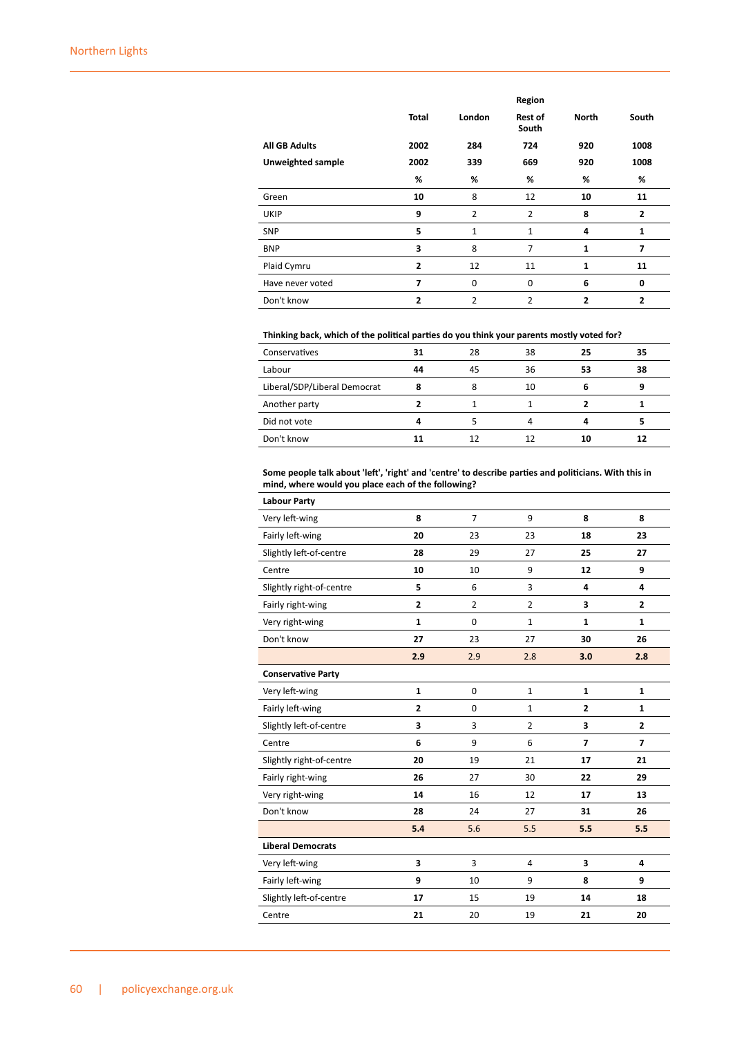| | Total | London | Region<br>Rest of South | North | South |
|---|---|---|---|---|---|
| **All GB Adults** | **2002** | **284** | **724** | **920** | **1008** |
| **Unweighted sample** | **2002** | **339** | **669** | **920** | **1008** |
| | **%** | **%** | **%** | **%** | **%** |
| Green | **10** | 8 | 12 | **10** | **11** |
| UKIP | **9** | 2 | 2 | **8** | **2** |
| SNP | **5** | 1 | 1 | **4** | **1** |
| BNP | **3** | 8 | 7 | **1** | **7** |
| Plaid Cymru | **2** | 12 | 11 | **1** | **11** |
| Have never voted | **7** | 0 | 0 | **6** | **0** |
| Don't know | **2** | 2 | 2 | **2** | **2** |
| **Thinking back, which of the political parties do you think your parents mostly voted for?** | | | | | |
| Conservatives | **31** | 28 | 38 | **25** | **35** |
| Labour | **44** | 45 | 36 | **53** | **38** |
| Liberal/SDP/Liberal Democrat | **8** | 8 | 10 | **6** | **9** |
| Another party | **2** | 1 | 1 | **2** | **1** |
| Did not vote | **4** | 5 | 4 | **4** | **5** |
| Don't know | **11** | 12 | 12 | **10** | **12** |
| **Some people talk about 'left', 'right' and 'centre' to describe parties and politicians. With this in mind, where would you place each of the following?** | | | | | |
| **Labour Party** | | | | | |
| Very left-wing | **8** | 7 | 9 | **8** | **8** |
| Fairly left-wing | **20** | 23 | 23 | **18** | **23** |
| Slightly left-of-centre | **28** | 29 | 27 | **25** | **27** |
| Centre | **10** | 10 | 9 | **12** | **9** |
| Slightly right-of-centre | **5** | 6 | 3 | **4** | **4** |
| Fairly right-wing | **2** | 2 | 2 | **3** | **2** |
| Very right-wing | **1** | 0 | 1 | **1** | **1** |
| Don't know | **27** | 23 | 27 | **30** | **26** |
| | **2.9** | 2.9 | 2.8 | **3.0** | **2.8** |
| **Conservative Party** | | | | | |
| Very left-wing | **1** | 0 | 1 | **1** | **1** |
| Fairly left-wing | **2** | 0 | 1 | **2** | **1** |
| Slightly left-of-centre | **3** | 3 | 2 | **3** | **2** |
| Centre | **6** | 9 | 6 | **7** | **7** |
| Slightly right-of-centre | **20** | 19 | 21 | **17** | **21** |
| Fairly right-wing | **26** | 27 | 30 | **22** | **29** |
| Very right-wing | **14** | 16 | 12 | **17** | **13** |
| Don't know | **28** | 24 | 27 | **31** | **26** |
| | **5.4** | 5.6 | 5.5 | **5.5** | **5.5** |
| **Liberal Democrats** | | | | | |
| Very left-wing | **3** | 3 | 4 | **3** | **4** |
| Fairly left-wing | **9** | 10 | 9 | **8** | **9** |
| Slightly left-of-centre | **17** | 15 | 19 | **14** | **18** |
| Centre | **21** | 20 | 19 | **21** | **20** |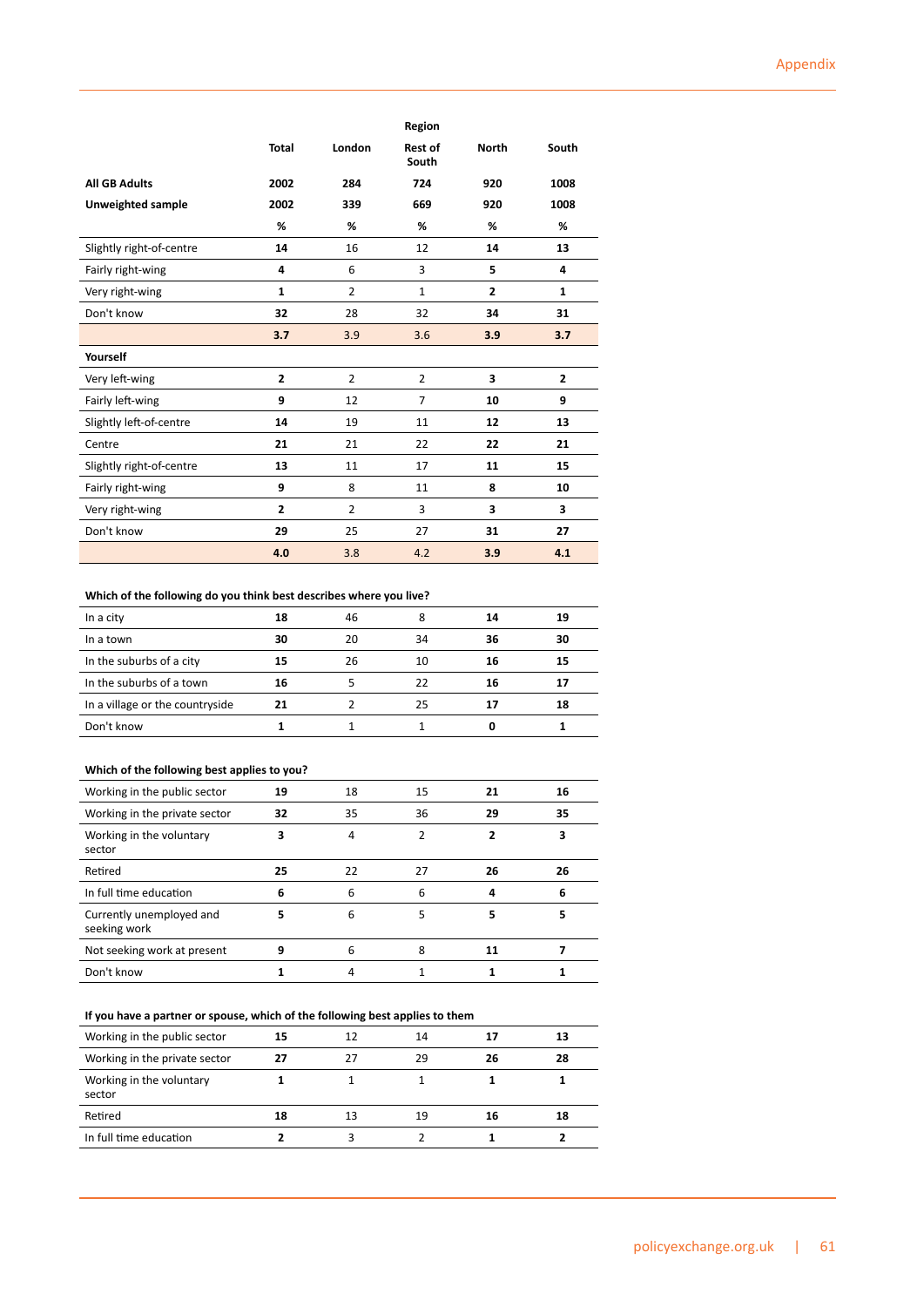| | Total | London | Region<br>Rest of South | North | South |
|---|---|---|---|---|---|
| **All GB Adults** | **2002** | **284** | **724** | **920** | **1008** |
| **Unweighted sample** | **2002** | **339** | **669** | **920** | **1008** |
| | **%** | **%** | **%** | **%** | **%** |
| Slightly right-of-centre | **14** | 16 | 12 | **14** | **13** |
| Fairly right-wing | **4** | 6 | 3 | **5** | **4** |
| Very right-wing | **1** | 2 | 1 | **2** | **1** |
| Don't know | **32** | 28 | 32 | **34** | **31** |
| | **3.7** | 3.9 | 3.6 | **3.9** | **3.7** |
| **Yourself** | | | | | |
| Very left-wing | **2** | 2 | 2 | **3** | **2** |
| Fairly left-wing | **9** | 12 | 7 | **10** | **9** |
| Slightly left-of-centre | **14** | 19 | 11 | **12** | **13** |
| Centre | **21** | 21 | 22 | **22** | **21** |
| Slightly right-of-centre | **13** | 11 | 17 | **11** | **15** |
| Fairly right-wing | **9** | 8 | 11 | **8** | **10** |
| Very right-wing | **2** | 2 | 3 | **3** | **3** |
| Don't know | **29** | 25 | 27 | **31** | **27** |
| | **4.0** | 3.8 | 4.2 | **3.9** | **4.1** |
| **Which of the following do you think best describes where you live?** | | | | | |
| In a city | **18** | 46 | 8 | **14** | **19** |
| In a town | **30** | 20 | 34 | **36** | **30** |
| In the suburbs of a city | **15** | 26 | 10 | **16** | **15** |
| In the suburbs of a town | **16** | 5 | 22 | **16** | **17** |
| In a village or the countryside | **21** | 2 | 25 | **17** | **18** |
| Don't know | **1** | 1 | 1 | **0** | **1** |
| **Which of the following best applies to you?** | | | | | |
| Working in the public sector | **19** | 18 | 15 | **21** | **16** |
| Working in the private sector | **32** | 35 | 36 | **29** | **35** |
| Working in the voluntary sector | **3** | 4 | 2 | **2** | **3** |
| Retired | **25** | 22 | 27 | **26** | **26** |
| In full time education | **6** | 6 | 6 | **4** | **6** |
| Currently unemployed and seeking work | **5** | 6 | 5 | **5** | **5** |
| Not seeking work at present | **9** | 6 | 8 | **11** | **7** |
| Don't know | **1** | 4 | 1 | **1** | **1** |
| **If you have a partner or spouse, which of the following best applies to them** | | | | | |
| Working in the public sector | **15** | 12 | 14 | **17** | **13** |
| Working in the private sector | **27** | 27 | 29 | **26** | **28** |
| Working in the voluntary sector | **1** | 1 | 1 | **1** | **1** |
| Retired | **18** | 13 | 19 | **16** | **18** |
| In full time education | **2** | 3 | 2 | **1** | **2** |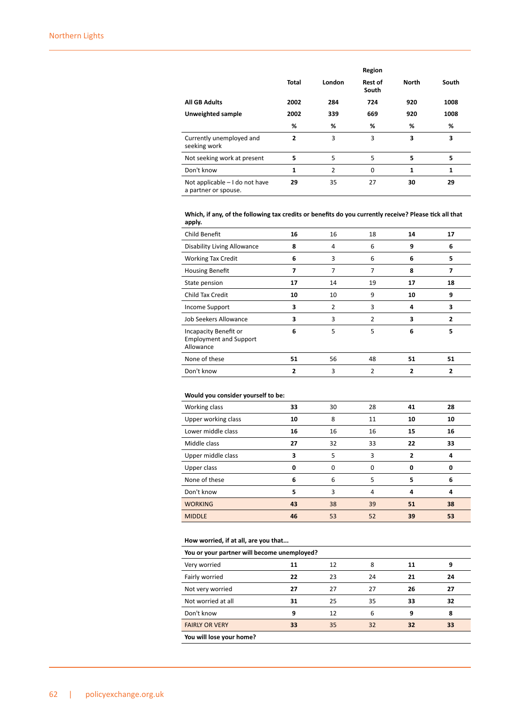| | Total | London | Region Rest of South | North | South |
|---|---|---|---|---|---|
| **All GB Adults** | **2002** | **284** | **724** | **920** | **1008** |
| **Unweighted sample** | **2002** | **339** | **669** | **920** | **1008** |
| | **%** | **%** | **%** | **%** | **%** |
| Currently unemployed and seeking work | **2** | 3 | 3 | **3** | **3** |
| Not seeking work at present | **5** | 5 | 5 | **5** | **5** |
| Don't know | **1** | 2 | 0 | **1** | **1** |
| Not applicable – I do not have a partner or spouse. | **29** | 35 | 27 | **30** | **29** |
| **Which, if any, of the following tax credits or benefits do you currently receive? Please tick all that apply.** | | | | | |
| Child Benefit | **16** | 16 | 18 | **14** | **17** |
| Disability Living Allowance | **8** | 4 | 6 | **9** | **6** |
| Working Tax Credit | **6** | 3 | 6 | **6** | **5** |
| Housing Benefit | **7** | 7 | 7 | **8** | **7** |
| State pension | **17** | 14 | 19 | **17** | **18** |
| Child Tax Credit | **10** | 10 | 9 | **10** | **9** |
| Income Support | **3** | 2 | 3 | **4** | **3** |
| Job Seekers Allowance | **3** | 3 | 2 | **3** | **2** |
| Incapacity Benefit or Employment and Support Allowance | **6** | 5 | 5 | **6** | **5** |
| None of these | **51** | 56 | 48 | **51** | **51** |
| Don't know | **2** | 3 | 2 | **2** | **2** |
| **Would you consider yourself to be:** | | | | | |
| Working class | **33** | 30 | 28 | **41** | **28** |
| Upper working class | **10** | 8 | 11 | **10** | **10** |
| Lower middle class | **16** | 16 | 16 | **15** | **16** |
| Middle class | **27** | 32 | 33 | **22** | **33** |
| Upper middle class | **3** | 5 | 3 | **2** | **4** |
| Upper class | **0** | 0 | 0 | **0** | **0** |
| None of these | **6** | 6 | 5 | **5** | **6** |
| Don't know | **5** | 3 | 4 | **4** | **4** |
| WORKING | **43** | 38 | 39 | **51** | **38** |
| MIDDLE | **46** | 53 | 52 | **39** | **53** |
| **How worried, if at all, are you that...** | | | | | |
| **You or your partner will become unemployed?** | | | | | |
| Very worried | **11** | 12 | 8 | **11** | **9** |
| Fairly worried | **22** | 23 | 24 | **21** | **24** |
| Not very worried | **27** | 27 | 27 | **26** | **27** |
| Not worried at all | **31** | 25 | 35 | **33** | **32** |
| Don't know | **9** | 12 | 6 | **9** | **8** |
| FAIRLY OR VERY | **33** | 35 | 32 | **32** | **33** |
| **You will lose your home?** | | | | | |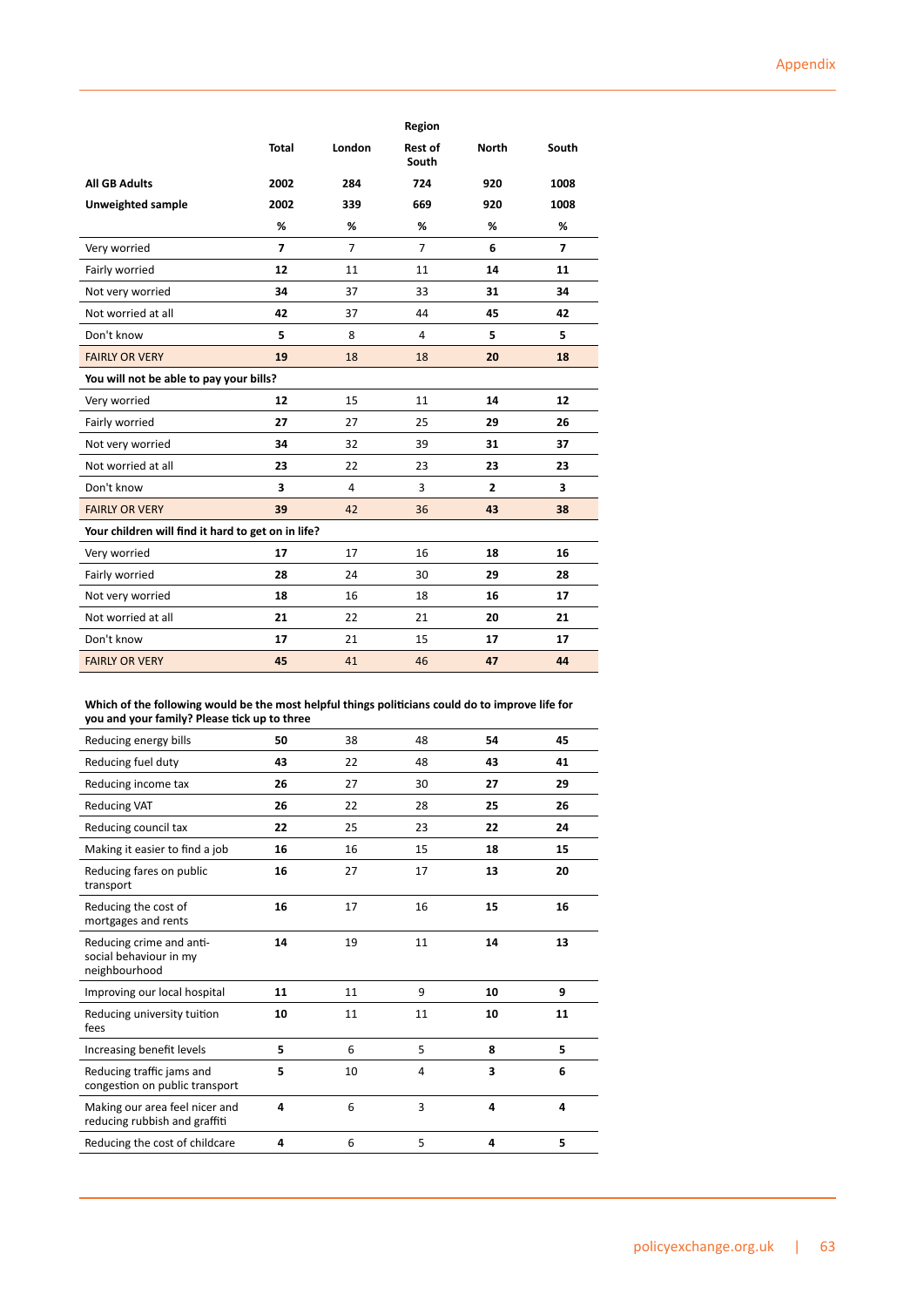| | Total | London | Rest of South | North | South |
|---|---|---|---|---|---|
| | | | **Region** | | |
| **All GB Adults** | **2002** | **284** | **724** | **920** | **1008** |
| **Unweighted sample** | **2002** | **339** | **669** | **920** | **1008** |
| | **%** | **%** | **%** | **%** | **%** |
| Very worried | **7** | 7 | 7 | **6** | **7** |
| Fairly worried | **12** | 11 | 11 | **14** | **11** |
| Not very worried | **34** | 37 | 33 | **31** | **34** |
| Not worried at all | **42** | 37 | 44 | **45** | **42** |
| Don't know | **5** | 8 | 4 | **5** | **5** |
| FAIRLY OR VERY | **19** | 18 | 18 | **20** | **18** |
| **You will not be able to pay your bills?** | | | | | |
| Very worried | **12** | 15 | 11 | **14** | **12** |
| Fairly worried | **27** | 27 | 25 | **29** | **26** |
| Not very worried | **34** | 32 | 39 | **31** | **37** |
| Not worried at all | **23** | 22 | 23 | **23** | **23** |
| Don't know | **3** | 4 | 3 | **2** | **3** |
| FAIRLY OR VERY | **39** | 42 | 36 | **43** | **38** |
| **Your children will find it hard to get on in life?** | | | | | |
| Very worried | **17** | 17 | 16 | **18** | **16** |
| Fairly worried | **28** | 24 | 30 | **29** | **28** |
| Not very worried | **18** | 16 | 18 | **16** | **17** |
| Not worried at all | **21** | 22 | 21 | **20** | **21** |
| Don't know | **17** | 21 | 15 | **17** | **17** |
| FAIRLY OR VERY | **45** | 41 | 46 | **47** | **44** |

**Which of the following would be the most helpful things politicians could do to improve life for you and your family? Please tick up to three**

| | Total | London | Rest of South | North | South |
|---|---|---|---|---|---|
| Reducing energy bills | **50** | 38 | 48 | **54** | **45** |
| Reducing fuel duty | **43** | 22 | 48 | **43** | **41** |
| Reducing income tax | **26** | 27 | 30 | **27** | **29** |
| Reducing VAT | **26** | 22 | 28 | **25** | **26** |
| Reducing council tax | **22** | 25 | 23 | **22** | **24** |
| Making it easier to find a job | **16** | 16 | 15 | **18** | **15** |
| Reducing fares on public transport | **16** | 27 | 17 | **13** | **20** |
| Reducing the cost of mortgages and rents | **16** | 17 | 16 | **15** | **16** |
| Reducing crime and anti-social behaviour in my neighbourhood | **14** | 19 | 11 | **14** | **13** |
| Improving our local hospital | **11** | 11 | 9 | **10** | **9** |
| Reducing university tuition fees | **10** | 11 | 11 | **10** | **11** |
| Increasing benefit levels | **5** | 6 | 5 | **8** | **5** |
| Reducing traffic jams and congestion on public transport | **5** | 10 | 4 | **3** | **6** |
| Making our area feel nicer and reducing rubbish and graffiti | **4** | 6 | 3 | **4** | **4** |
| Reducing the cost of childcare | **4** | 6 | 5 | **4** | **5** |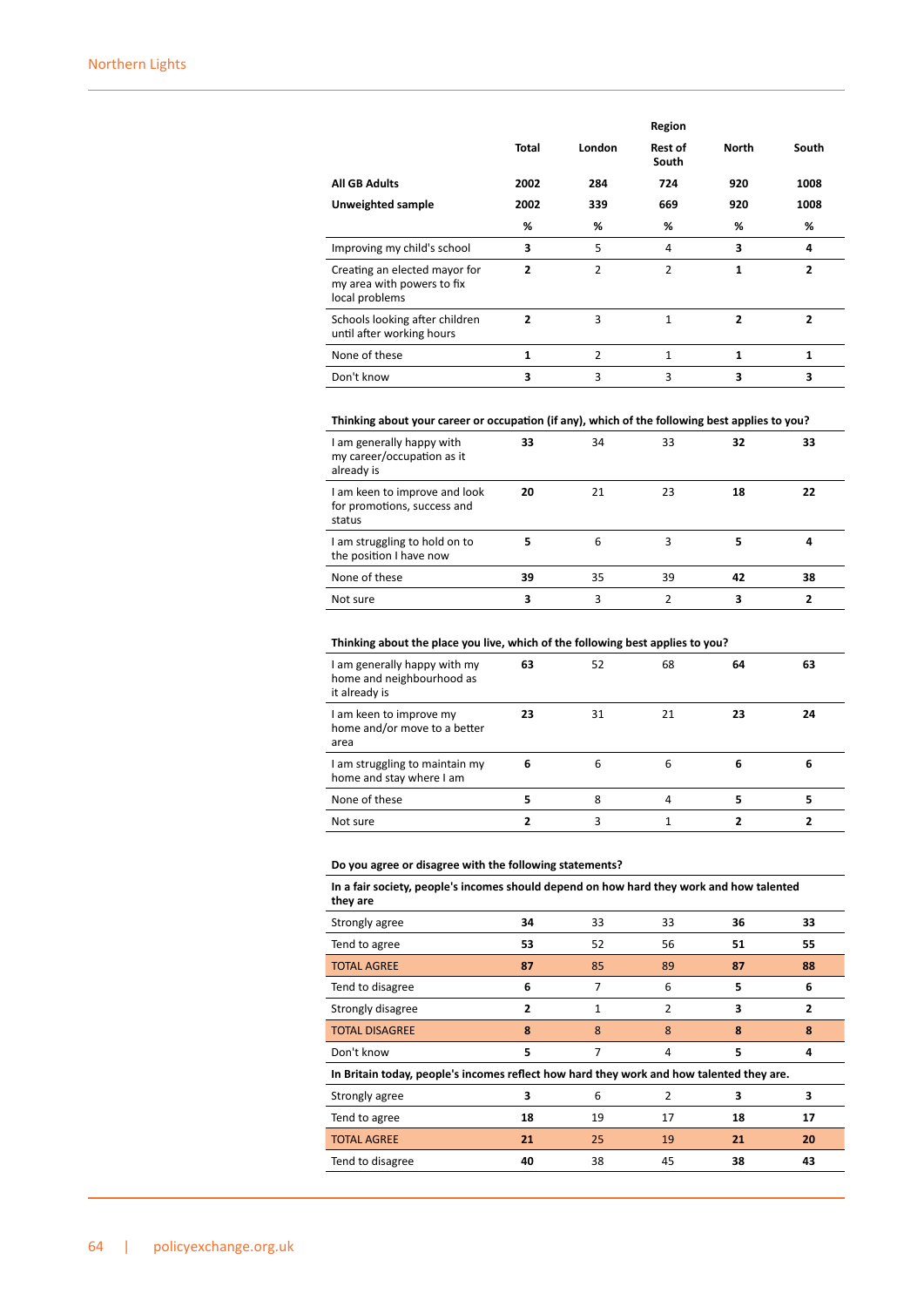| | Total | London | Region Rest of South | North | South |
|---|---|---|---|---|---|
| **All GB Adults** | **2002** | **284** | **724** | **920** | **1008** |
| **Unweighted sample** | **2002** | **339** | **669** | **920** | **1008** |
| | **%** | **%** | **%** | **%** | **%** |
| Improving my child's school | **3** | 5 | 4 | **3** | **4** |
| Creating an elected mayor for my area with powers to fix local problems | **2** | 2 | 2 | **1** | **2** |
| Schools looking after children until after working hours | **2** | 3 | 1 | **2** | **2** |
| None of these | **1** | 2 | 1 | **1** | **1** |
| Don't know | **3** | 3 | 3 | **3** | **3** |
| **Thinking about your career or occupation (if any), which of the following best applies to you?** | | | | | |
| I am generally happy with my career/occupation as it already is | **33** | 34 | 33 | **32** | **33** |
| I am keen to improve and look for promotions, success and status | **20** | 21 | 23 | **18** | **22** |
| I am struggling to hold on to the position I have now | **5** | 6 | 3 | **5** | **4** |
| None of these | **39** | 35 | 39 | **42** | **38** |
| Not sure | **3** | 3 | 2 | **3** | **2** |
| **Thinking about the place you live, which of the following best applies to you?** | | | | | |
| I am generally happy with my home and neighbourhood as it already is | **63** | 52 | 68 | **64** | **63** |
| I am keen to improve my home and/or move to a better area | **23** | 31 | 21 | **23** | **24** |
| I am struggling to maintain my home and stay where I am | **6** | 6 | 6 | **6** | **6** |
| None of these | **5** | 8 | 4 | **5** | **5** |
| Not sure | **2** | 3 | 1 | **2** | **2** |
| **Do you agree or disagree with the following statements?** | | | | | |
| **In a fair society, people's incomes should depend on how hard they work and how talented they are** | | | | | |
| Strongly agree | **34** | 33 | 33 | **36** | **33** |
| Tend to agree | **53** | 52 | 56 | **51** | **55** |
| TOTAL AGREE | **87** | 85 | 89 | **87** | **88** |
| Tend to disagree | **6** | 7 | 6 | **5** | **6** |
| Strongly disagree | **2** | 1 | 2 | **3** | **2** |
| TOTAL DISAGREE | **8** | 8 | 8 | **8** | **8** |
| Don't know | **5** | 7 | 4 | **5** | **4** |
| **In Britain today, people's incomes reflect how hard they work and how talented they are.** | | | | | |
| Strongly agree | **3** | 6 | 2 | **3** | **3** |
| Tend to agree | **18** | 19 | 17 | **18** | **17** |
| TOTAL AGREE | **21** | 25 | 19 | **21** | **20** |
| Tend to disagree | **40** | 38 | 45 | **38** | **43** |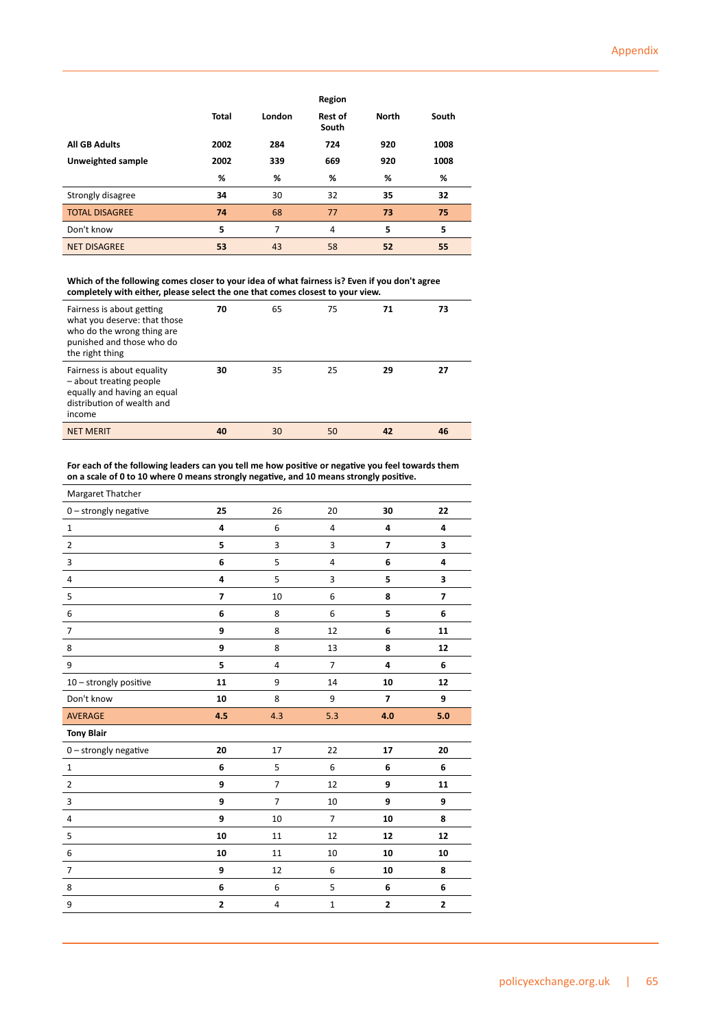| | Total | Region | | | |
|---|---|---|---|---|---|
| | | London | Rest of South | North | South |
| **All GB Adults** | **2002** | **284** | **724** | **920** | **1008** |
| **Unweighted sample** | **2002** | **339** | **669** | **920** | **1008** |
| | **%** | **%** | **%** | **%** | **%** |
| Strongly disagree | **34** | 30 | 32 | **35** | **32** |
| TOTAL DISAGREE | **74** | 68 | 77 | **73** | **75** |
| Don't know | **5** | 7 | 4 | **5** | **5** |
| NET DISAGREE | **53** | 43 | 58 | **52** | **55** |

**Which of the following comes closer to your idea of what fairness is? Even if you don't agree completely with either, please select the one that comes closest to your view.**

| | Total | London | Rest of South | North | South |
|---|---|---|---|---|---|
| Fairness is about getting what you deserve: that those who do the wrong thing are punished and those who do the right thing | **70** | 65 | 75 | **71** | **73** |
| Fairness is about equality – about treating people equally and having an equal distribution of wealth and income | **30** | 35 | 25 | **29** | **27** |
| NET MERIT | **40** | 30 | 50 | **42** | **46** |

**For each of the following leaders can you tell me how positive or negative you feel towards them on a scale of 0 to 10 where 0 means strongly negative, and 10 means strongly positive.**

| | Total | London | Rest of South | North | South |
|---|---|---|---|---|---|
| Margaret Thatcher | | | | | |
| 0 – strongly negative | **25** | 26 | 20 | **30** | **22** |
| 1 | **4** | 6 | 4 | **4** | **4** |
| 2 | **5** | 3 | 3 | **7** | **3** |
| 3 | **6** | 5 | 4 | **6** | **4** |
| 4 | **4** | 5 | 3 | **5** | **3** |
| 5 | **7** | 10 | 6 | **8** | **7** |
| 6 | **6** | 8 | 6 | **5** | **6** |
| 7 | **9** | 8 | 12 | **6** | **11** |
| 8 | **9** | 8 | 13 | **8** | **12** |
| 9 | **5** | 4 | 7 | **4** | **6** |
| 10 – strongly positive | **11** | 9 | 14 | **10** | **12** |
| Don't know | **10** | 8 | 9 | **7** | **9** |
| AVERAGE | **4.5** | 4.3 | 5.3 | **4.0** | **5.0** |
| **Tony Blair** | | | | | |
| 0 – strongly negative | **20** | 17 | 22 | **17** | **20** |
| 1 | **6** | 5 | 6 | **6** | **6** |
| 2 | **9** | 7 | 12 | **9** | **11** |
| 3 | **9** | 7 | 10 | **9** | **9** |
| 4 | **9** | 10 | 7 | **10** | **8** |
| 5 | **10** | 11 | 12 | **12** | **12** |
| 6 | **10** | 11 | 10 | **10** | **10** |
| 7 | **9** | 12 | 6 | **10** | **8** |
| 8 | **6** | 6 | 5 | **6** | **6** |
| 9 | **2** | 4 | 1 | **2** | **2** |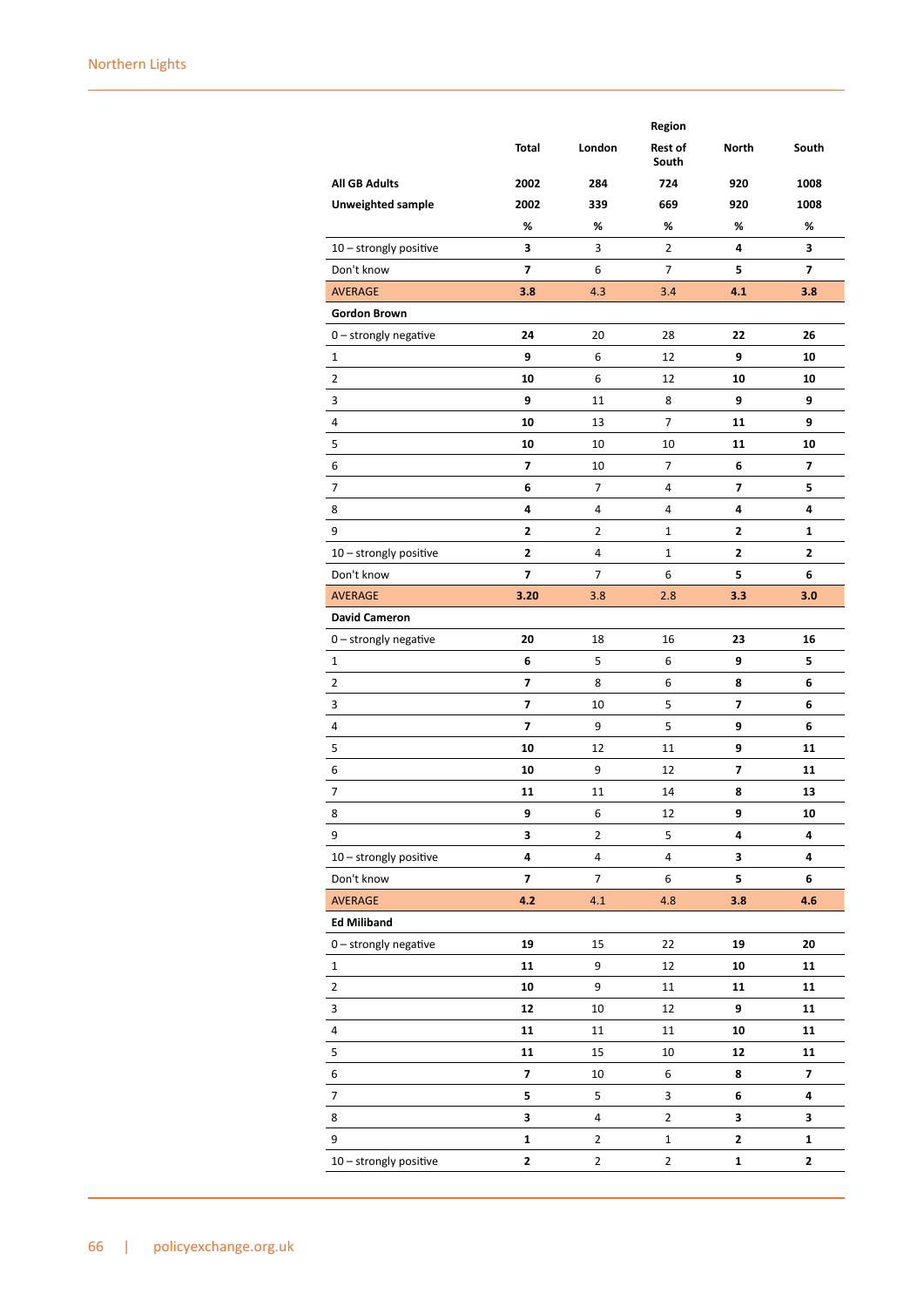| | Total | London | Region<br>Rest of South | North | South |
|---|---|---|---|---|---|
| **All GB Adults** | **2002** | **284** | **724** | **920** | **1008** |
| **Unweighted sample** | **2002** | **339** | **669** | **920** | **1008** |
| | % | % | % | % | % |
| 10 – strongly positive | **3** | 3 | 2 | **4** | **3** |
| Don't know | **7** | 6 | 7 | **5** | **7** |
| AVERAGE | **3.8** | 4.3 | 3.4 | **4.1** | **3.8** |
| **Gordon Brown** | | | | | |
| 0 – strongly negative | **24** | 20 | 28 | **22** | **26** |
| 1 | **9** | 6 | 12 | **9** | **10** |
| 2 | **10** | 6 | 12 | **10** | **10** |
| 3 | **9** | 11 | 8 | **9** | **9** |
| 4 | **10** | 13 | 7 | **11** | **9** |
| 5 | **10** | 10 | 10 | **11** | **10** |
| 6 | **7** | 10 | 7 | **6** | **7** |
| 7 | **6** | 7 | 4 | **7** | **5** |
| 8 | **4** | 4 | 4 | **4** | **4** |
| 9 | **2** | 2 | 1 | **2** | **1** |
| 10 – strongly positive | **2** | 4 | 1 | **2** | **2** |
| Don't know | **7** | 7 | 6 | **5** | **6** |
| AVERAGE | **3.20** | 3.8 | 2.8 | **3.3** | **3.0** |
| **David Cameron** | | | | | |
| 0 – strongly negative | **20** | 18 | 16 | **23** | **16** |
| 1 | **6** | 5 | 6 | **9** | **5** |
| 2 | **7** | 8 | 6 | **8** | **6** |
| 3 | **7** | 10 | 5 | **7** | **6** |
| 4 | **7** | 9 | 5 | **9** | **6** |
| 5 | **10** | 12 | 11 | **9** | **11** |
| 6 | **10** | 9 | 12 | **7** | **11** |
| 7 | **11** | 11 | 14 | **8** | **13** |
| 8 | **9** | 6 | 12 | **9** | **10** |
| 9 | **3** | 2 | 5 | **4** | **4** |
| 10 – strongly positive | **4** | 4 | 4 | **3** | **4** |
| Don't know | **7** | 7 | 6 | **5** | **6** |
| AVERAGE | **4.2** | 4.1 | 4.8 | **3.8** | **4.6** |
| **Ed Miliband** | | | | | |
| 0 – strongly negative | **19** | 15 | 22 | **19** | **20** |
| 1 | **11** | 9 | 12 | **10** | **11** |
| 2 | **10** | 9 | 11 | **11** | **11** |
| 3 | **12** | 10 | 12 | **9** | **11** |
| 4 | **11** | 11 | 11 | **10** | **11** |
| 5 | **11** | 15 | 10 | **12** | **11** |
| 6 | **7** | 10 | 6 | **8** | **7** |
| 7 | **5** | 5 | 3 | **6** | **4** |
| 8 | **3** | 4 | 2 | **3** | **3** |
| 9 | **1** | 2 | 1 | **2** | **1** |
| 10 – strongly positive | **2** | 2 | 2 | **1** | **2** |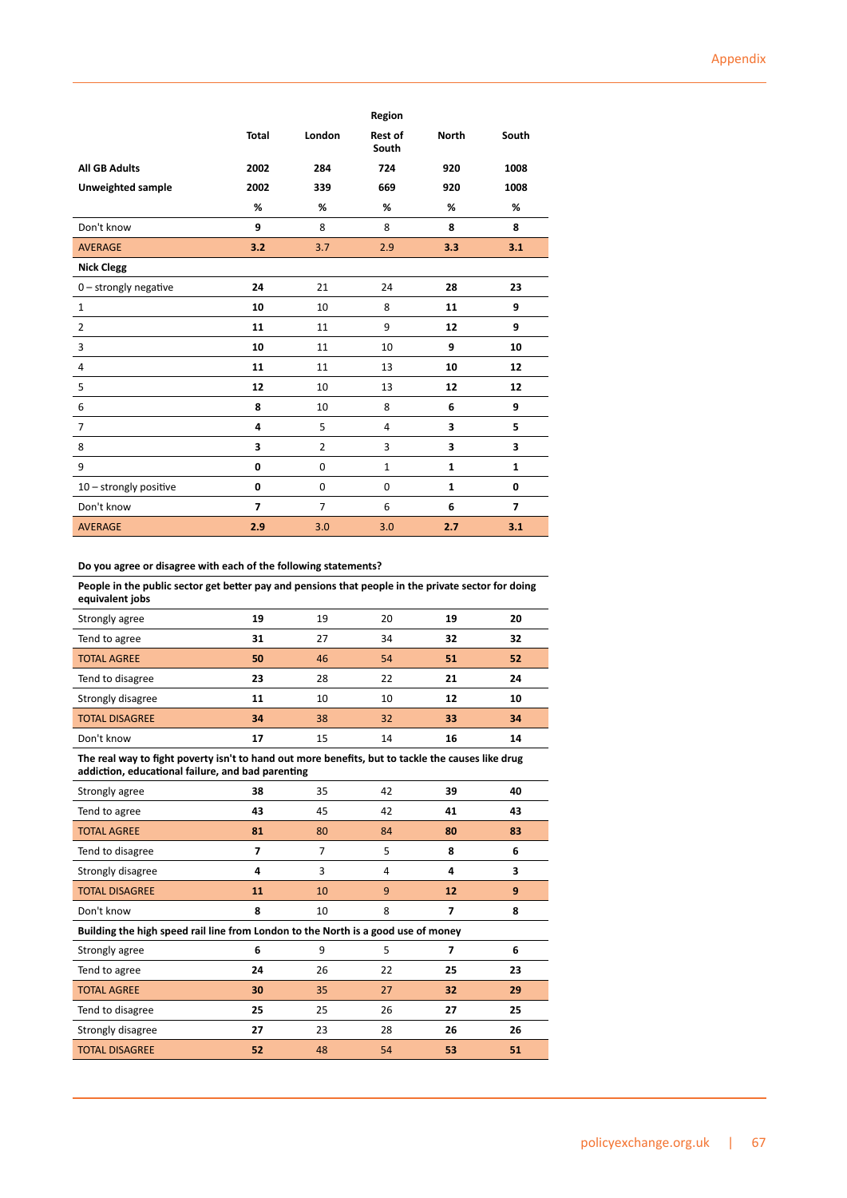| | Total | London | Region Rest of South | North | South |
|---|---|---|---|---|---|
| **All GB Adults** | **2002** | **284** | **724** | **920** | **1008** |
| **Unweighted sample** | **2002** | **339** | **669** | **920** | **1008** |
| | **%** | **%** | **%** | **%** | **%** |
| Don't know | **9** | 8 | 8 | **8** | **8** |
| AVERAGE | **3.2** | 3.7 | 2.9 | **3.3** | **3.1** |
| **Nick Clegg** | | | | | |
| 0 – strongly negative | **24** | 21 | 24 | **28** | **23** |
| 1 | **10** | 10 | 8 | **11** | **9** |
| 2 | **11** | 11 | 9 | **12** | **9** |
| 3 | **10** | 11 | 10 | **9** | **10** |
| 4 | **11** | 11 | 13 | **10** | **12** |
| 5 | **12** | 10 | 13 | **12** | **12** |
| 6 | **8** | 10 | 8 | **6** | **9** |
| 7 | **4** | 5 | 4 | **3** | **5** |
| 8 | **3** | 2 | 3 | **3** | **3** |
| 9 | **0** | 0 | 1 | **1** | **1** |
| 10 – strongly positive | **0** | 0 | 0 | **1** | **0** |
| Don't know | **7** | 7 | 6 | **6** | **7** |
| AVERAGE | **2.9** | 3.0 | 3.0 | **2.7** | **3.1** |

**Do you agree or disagree with each of the following statements?**

| | Total | London | Rest of South | North | South |
|---|---|---|---|---|---|
| **People in the public sector get better pay and pensions that people in the private sector for doing equivalent jobs** | | | | | |
| Strongly agree | **19** | 19 | 20 | **19** | **20** |
| Tend to agree | **31** | 27 | 34 | **32** | **32** |
| TOTAL AGREE | **50** | 46 | 54 | **51** | **52** |
| Tend to disagree | **23** | 28 | 22 | **21** | **24** |
| Strongly disagree | **11** | 10 | 10 | **12** | **10** |
| TOTAL DISAGREE | **34** | 38 | 32 | **33** | **34** |
| Don't know | **17** | 15 | 14 | **16** | **14** |
| **The real way to fight poverty isn't to hand out more benefits, but to tackle the causes like drug addiction, educational failure, and bad parenting** | | | | | |
| Strongly agree | **38** | 35 | 42 | **39** | **40** |
| Tend to agree | **43** | 45 | 42 | **41** | **43** |
| TOTAL AGREE | **81** | 80 | 84 | **80** | **83** |
| Tend to disagree | **7** | 7 | 5 | **8** | **6** |
| Strongly disagree | **4** | 3 | 4 | **4** | **3** |
| TOTAL DISAGREE | **11** | 10 | 9 | **12** | **9** |
| Don't know | **8** | 10 | 8 | **7** | **8** |
| **Building the high speed rail line from London to the North is a good use of money** | | | | | |
| Strongly agree | **6** | 9 | 5 | **7** | **6** |
| Tend to agree | **24** | 26 | 22 | **25** | **23** |
| TOTAL AGREE | **30** | 35 | 27 | **32** | **29** |
| Tend to disagree | **25** | 25 | 26 | **27** | **25** |
| Strongly disagree | **27** | 23 | 28 | **26** | **26** |
| TOTAL DISAGREE | **52** | 48 | 54 | **53** | **51** |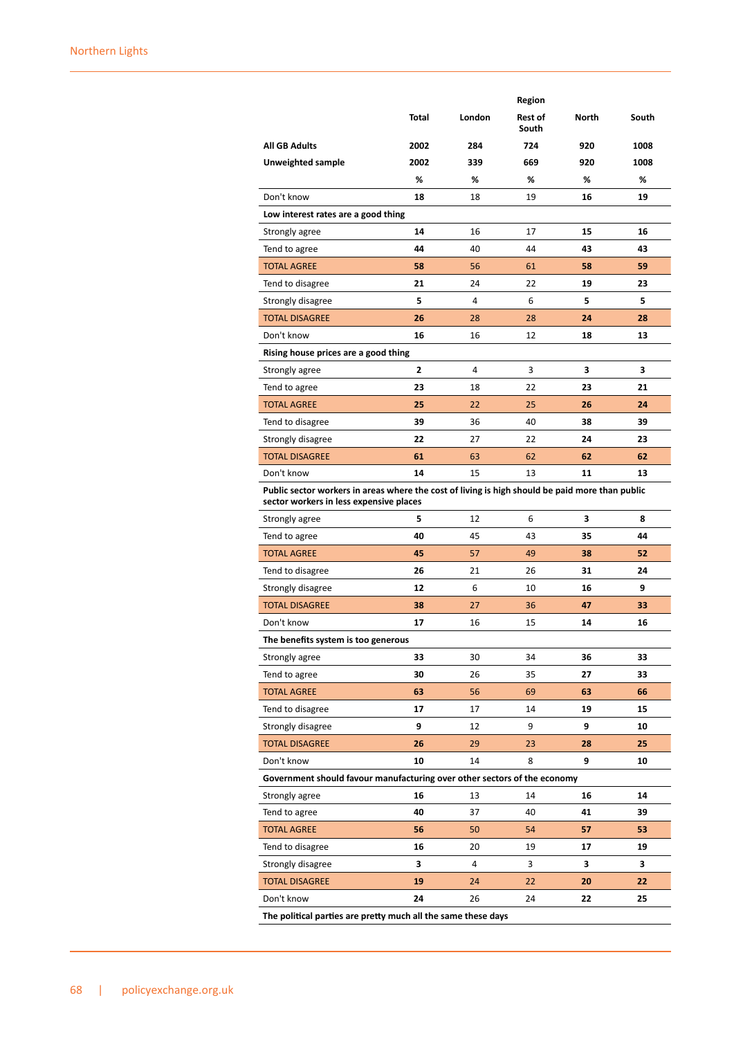| | Total | London | Region | | |
|---|---|---|---|---|---|
| | | | Rest of South | North | South |
| **All GB Adults** | **2002** | **284** | **724** | **920** | **1008** |
| **Unweighted sample** | **2002** | **339** | **669** | **920** | **1008** |
| | % | % | % | % | % |
| Don't know | **18** | 18 | 19 | **16** | **19** |
| **Low interest rates are a good thing** | | | | | |
| Strongly agree | **14** | 16 | 17 | **15** | **16** |
| Tend to agree | **44** | 40 | 44 | **43** | **43** |
| TOTAL AGREE | **58** | 56 | 61 | **58** | **59** |
| Tend to disagree | **21** | 24 | 22 | **19** | **23** |
| Strongly disagree | **5** | 4 | 6 | **5** | **5** |
| TOTAL DISAGREE | **26** | 28 | 28 | **24** | **28** |
| Don't know | **16** | 16 | 12 | **18** | **13** |
| **Rising house prices are a good thing** | | | | | |
| Strongly agree | **2** | 4 | 3 | **3** | **3** |
| Tend to agree | **23** | 18 | 22 | **23** | **21** |
| TOTAL AGREE | **25** | 22 | 25 | **26** | **24** |
| Tend to disagree | **39** | 36 | 40 | **38** | **39** |
| Strongly disagree | **22** | 27 | 22 | **24** | **23** |
| TOTAL DISAGREE | **61** | 63 | 62 | **62** | **62** |
| Don't know | **14** | 15 | 13 | **11** | **13** |
| **Public sector workers in areas where the cost of living is high should be paid more than public sector workers in less expensive places** | | | | | |
| Strongly agree | **5** | 12 | 6 | **3** | **8** |
| Tend to agree | **40** | 45 | 43 | **35** | **44** |
| TOTAL AGREE | **45** | 57 | 49 | **38** | **52** |
| Tend to disagree | **26** | 21 | 26 | **31** | **24** |
| Strongly disagree | **12** | 6 | 10 | **16** | **9** |
| TOTAL DISAGREE | **38** | 27 | 36 | **47** | **33** |
| Don't know | **17** | 16 | 15 | **14** | **16** |
| **The benefits system is too generous** | | | | | |
| Strongly agree | **33** | 30 | 34 | **36** | **33** |
| Tend to agree | **30** | 26 | 35 | **27** | **33** |
| TOTAL AGREE | **63** | 56 | 69 | **63** | **66** |
| Tend to disagree | **17** | 17 | 14 | **19** | **15** |
| Strongly disagree | **9** | 12 | 9 | **9** | **10** |
| TOTAL DISAGREE | **26** | 29 | 23 | **28** | **25** |
| Don't know | **10** | 14 | 8 | **9** | **10** |
| **Government should favour manufacturing over other sectors of the economy** | | | | | |
| Strongly agree | **16** | 13 | 14 | **16** | **14** |
| Tend to agree | **40** | 37 | 40 | **41** | **39** |
| TOTAL AGREE | **56** | 50 | 54 | **57** | **53** |
| Tend to disagree | **16** | 20 | 19 | **17** | **19** |
| Strongly disagree | **3** | 4 | 3 | **3** | **3** |
| TOTAL DISAGREE | **19** | 24 | 22 | **20** | **22** |
| Don't know | **24** | 26 | 24 | **22** | **25** |
| **The political parties are pretty much all the same these days** | | | | | |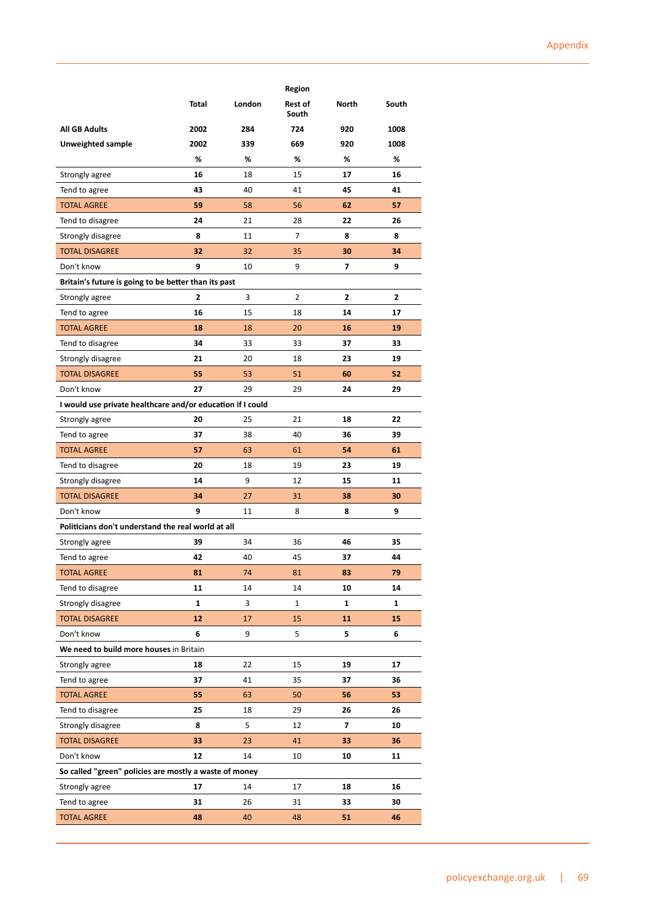| | Total | London | Region<br>Rest of South | North | South |
|---|---|---|---|---|---|
| **All GB Adults** | **2002** | **284** | **724** | **920** | **1008** |
| **Unweighted sample** | **2002** | **339** | **669** | **920** | **1008** |
| | **%** | **%** | **%** | **%** | **%** |
| Strongly agree | **16** | 18 | 15 | **17** | **16** |
| Tend to agree | **43** | 40 | 41 | **45** | **41** |
| TOTAL AGREE | **59** | 58 | 56 | **62** | **57** |
| Tend to disagree | **24** | 21 | 28 | **22** | **26** |
| Strongly disagree | **8** | 11 | 7 | **8** | **8** |
| TOTAL DISAGREE | **32** | 32 | 35 | **30** | **34** |
| Don't know | **9** | 10 | 9 | **7** | **9** |
| **Britain's future is going to be better than its past** | | | | | |
| Strongly agree | **2** | 3 | 2 | **2** | **2** |
| Tend to agree | **16** | 15 | 18 | **14** | **17** |
| TOTAL AGREE | **18** | 18 | 20 | **16** | **19** |
| Tend to disagree | **34** | 33 | 33 | **37** | **33** |
| Strongly disagree | **21** | 20 | 18 | **23** | **19** |
| TOTAL DISAGREE | **55** | 53 | 51 | **60** | **52** |
| Don't know | **27** | 29 | 29 | **24** | **29** |
| **I would use private healthcare and/or education if I could** | | | | | |
| Strongly agree | **20** | 25 | 21 | **18** | **22** |
| Tend to agree | **37** | 38 | 40 | **36** | **39** |
| TOTAL AGREE | **57** | 63 | 61 | **54** | **61** |
| Tend to disagree | **20** | 18 | 19 | **23** | **19** |
| Strongly disagree | **14** | 9 | 12 | **15** | **11** |
| TOTAL DISAGREE | **34** | 27 | 31 | **38** | **30** |
| Don't know | **9** | 11 | 8 | **8** | **9** |
| **Politicians don't understand the real world at all** | | | | | |
| Strongly agree | **39** | 34 | 36 | **46** | **35** |
| Tend to agree | **42** | 40 | 45 | **37** | **44** |
| TOTAL AGREE | **81** | 74 | 81 | **83** | **79** |
| Tend to disagree | **11** | 14 | 14 | **10** | **14** |
| Strongly disagree | **1** | 3 | 1 | **1** | **1** |
| TOTAL DISAGREE | **12** | 17 | 15 | **11** | **15** |
| Don't know | **6** | 9 | 5 | **5** | **6** |
| **We need to build more houses** in Britain | | | | | |
| Strongly agree | **18** | 22 | 15 | **19** | **17** |
| Tend to agree | **37** | 41 | 35 | **37** | **36** |
| TOTAL AGREE | **55** | 63 | 50 | **56** | **53** |
| Tend to disagree | **25** | 18 | 29 | **26** | **26** |
| Strongly disagree | **8** | 5 | 12 | **7** | **10** |
| TOTAL DISAGREE | **33** | 23 | 41 | **33** | **36** |
| Don't know | **12** | 14 | 10 | **10** | **11** |
| **So called "green" policies are mostly a waste of money** | | | | | |
| Strongly agree | **17** | 14 | 17 | **18** | **16** |
| Tend to agree | **31** | 26 | 31 | **33** | **30** |
| TOTAL AGREE | **48** | 40 | 48 | **51** | **46** |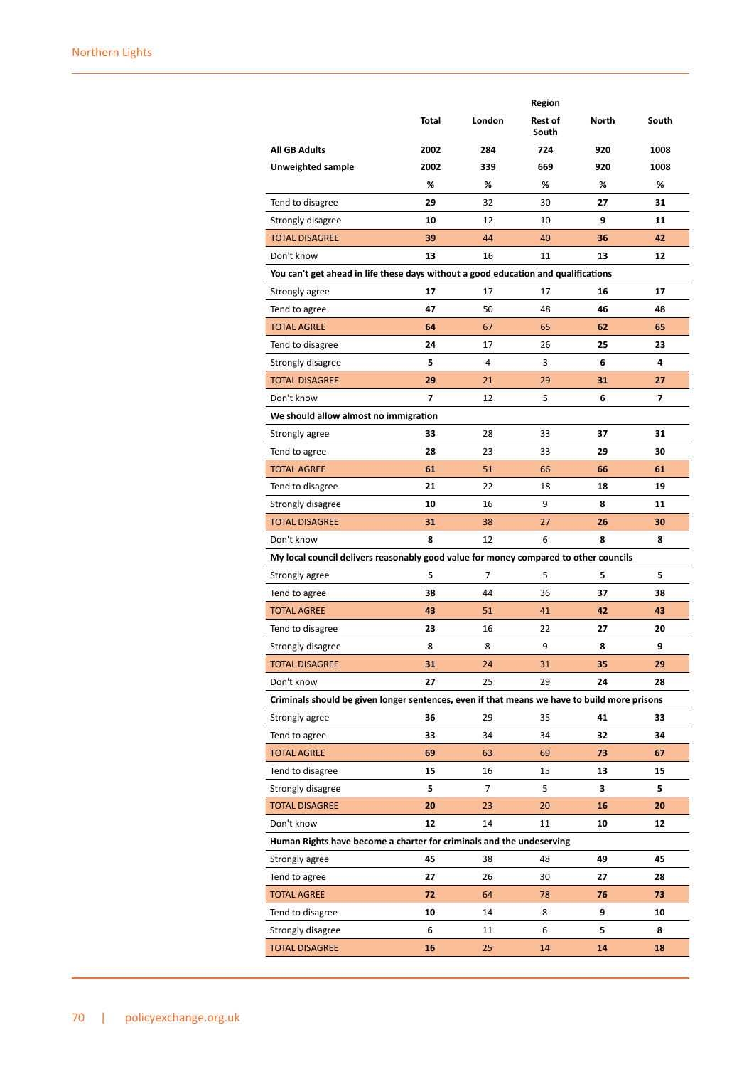| | Total | London | Region Rest of South | North | South |
|---|---|---|---|---|---|
| **All GB Adults** | 2002 | 284 | 724 | 920 | 1008 |
| **Unweighted sample** | 2002 | 339 | 669 | 920 | 1008 |
| | % | % | % | % | % |
| Tend to disagree | **29** | 32 | 30 | **27** | **31** |
| Strongly disagree | **10** | 12 | 10 | **9** | **11** |
| TOTAL DISAGREE | **39** | 44 | 40 | **36** | **42** |
| Don't know | **13** | 16 | 11 | **13** | **12** |
| **You can't get ahead in life these days without a good education and qualifications** | | | | | |
| Strongly agree | **17** | 17 | 17 | **16** | **17** |
| Tend to agree | **47** | 50 | 48 | **46** | **48** |
| TOTAL AGREE | **64** | 67 | 65 | **62** | **65** |
| Tend to disagree | **24** | 17 | 26 | **25** | **23** |
| Strongly disagree | **5** | 4 | 3 | **6** | **4** |
| TOTAL DISAGREE | **29** | 21 | 29 | **31** | **27** |
| Don't know | **7** | 12 | 5 | **6** | **7** |
| **We should allow almost no immigration** | | | | | |
| Strongly agree | **33** | 28 | 33 | **37** | **31** |
| Tend to agree | **28** | 23 | 33 | **29** | **30** |
| TOTAL AGREE | **61** | 51 | 66 | **66** | **61** |
| Tend to disagree | **21** | 22 | 18 | **18** | **19** |
| Strongly disagree | **10** | 16 | 9 | **8** | **11** |
| TOTAL DISAGREE | **31** | 38 | 27 | **26** | **30** |
| Don't know | **8** | 12 | 6 | **8** | **8** |
| **My local council delivers reasonably good value for money compared to other councils** | | | | | |
| Strongly agree | **5** | 7 | 5 | **5** | **5** |
| Tend to agree | **38** | 44 | 36 | **37** | **38** |
| TOTAL AGREE | **43** | 51 | 41 | **42** | **43** |
| Tend to disagree | **23** | 16 | 22 | **27** | **20** |
| Strongly disagree | **8** | 8 | 9 | **8** | **9** |
| TOTAL DISAGREE | **31** | 24 | 31 | **35** | **29** |
| Don't know | **27** | 25 | 29 | **24** | **28** |
| **Criminals should be given longer sentences, even if that means we have to build more prisons** | | | | | |
| Strongly agree | **36** | 29 | 35 | **41** | **33** |
| Tend to agree | **33** | 34 | 34 | **32** | **34** |
| TOTAL AGREE | **69** | 63 | 69 | **73** | **67** |
| Tend to disagree | **15** | 16 | 15 | **13** | **15** |
| Strongly disagree | **5** | 7 | 5 | **3** | **5** |
| TOTAL DISAGREE | **20** | 23 | 20 | **16** | **20** |
| Don't know | **12** | 14 | 11 | **10** | **12** |
| **Human Rights have become a charter for criminals and the undeserving** | | | | | |
| Strongly agree | **45** | 38 | 48 | **49** | **45** |
| Tend to agree | **27** | 26 | 30 | **27** | **28** |
| TOTAL AGREE | **72** | 64 | 78 | **76** | **73** |
| Tend to disagree | **10** | 14 | 8 | **9** | **10** |
| Strongly disagree | **6** | 11 | 6 | **5** | **8** |
| TOTAL DISAGREE | **16** | 25 | 14 | **14** | **18** |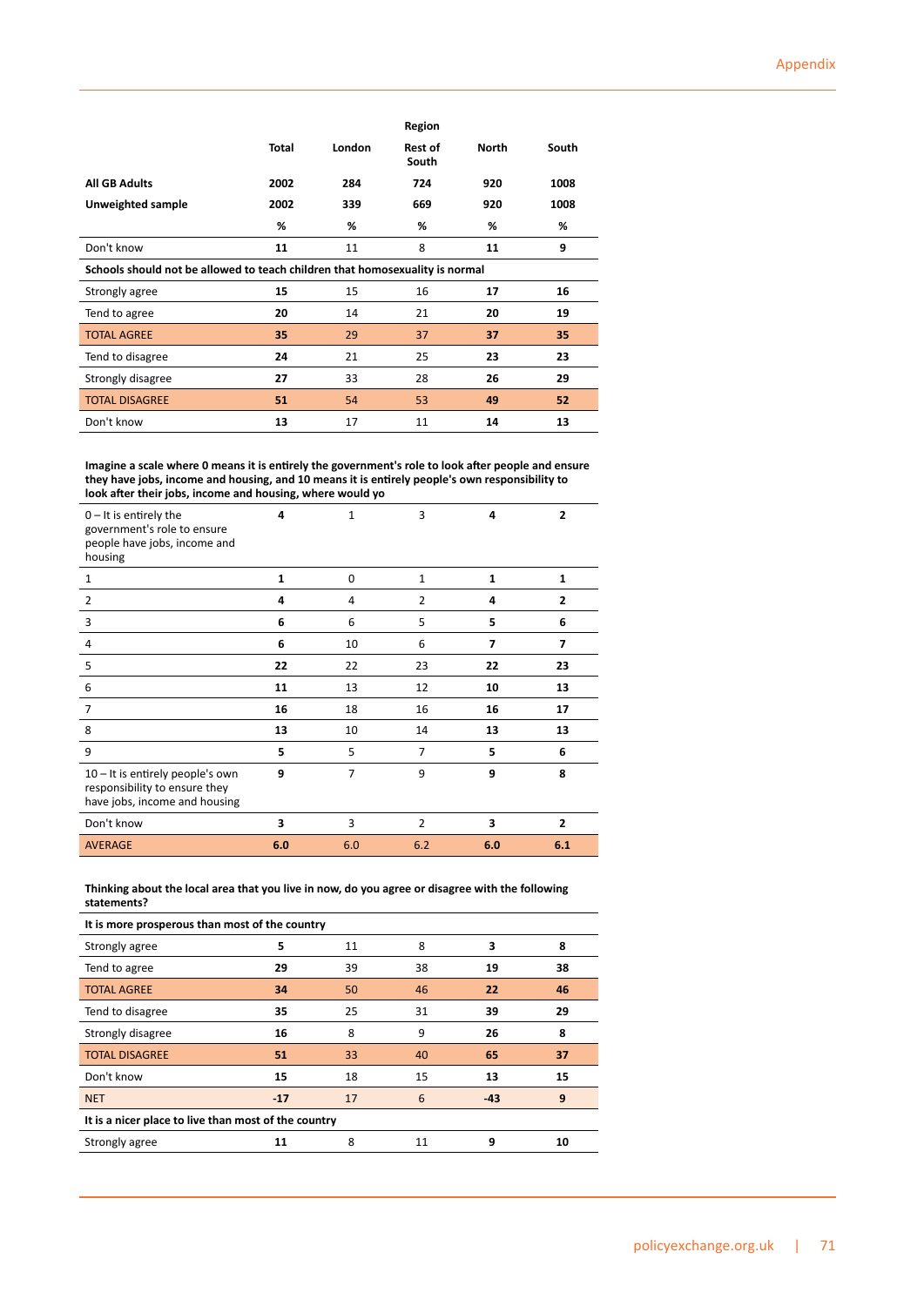| | Total | London | Region<br>Rest of South | North | South |
|---|---|---|---|---|---|
| **All GB Adults** | **2002** | **284** | **724** | **920** | **1008** |
| **Unweighted sample** | **2002** | **339** | **669** | **920** | **1008** |
| | **%** | **%** | **%** | **%** | **%** |
| Don't know | **11** | 11 | 8 | **11** | **9** |
| **Schools should not be allowed to teach children that homosexuality is normal** | | | | | |
| Strongly agree | **15** | 15 | 16 | **17** | **16** |
| Tend to agree | **20** | 14 | 21 | **20** | **19** |
| TOTAL AGREE | **35** | 29 | 37 | **37** | **35** |
| Tend to disagree | **24** | 21 | 25 | **23** | **23** |
| Strongly disagree | **27** | 33 | 28 | **26** | **29** |
| TOTAL DISAGREE | **51** | 54 | 53 | **49** | **52** |
| Don't know | **13** | 17 | 11 | **14** | **13** |

**Imagine a scale where 0 means it is entirely the government's role to look after people and ensure they have jobs, income and housing, and 10 means it is entirely people's own responsibility to look after their jobs, income and housing, where would yo**

| | Total | London | Rest of South | North | South |
|---|---|---|---|---|---|
| 0 – It is entirely the government's role to ensure people have jobs, income and housing | **4** | 1 | 3 | **4** | **2** |
| 1 | **1** | 0 | 1 | **1** | **1** |
| 2 | **4** | 4 | 2 | **4** | **2** |
| 3 | **6** | 6 | 5 | **5** | **6** |
| 4 | **6** | 10 | 6 | **7** | **7** |
| 5 | **22** | 22 | 23 | **22** | **23** |
| 6 | **11** | 13 | 12 | **10** | **13** |
| 7 | **16** | 18 | 16 | **16** | **17** |
| 8 | **13** | 10 | 14 | **13** | **13** |
| 9 | **5** | 5 | 7 | **5** | **6** |
| 10 – It is entirely people's own responsibility to ensure they have jobs, income and housing | **9** | 7 | 9 | **9** | **8** |
| Don't know | **3** | 3 | 2 | **3** | **2** |
| AVERAGE | **6.0** | 6.0 | 6.2 | **6.0** | **6.1** |

**Thinking about the local area that you live in now, do you agree or disagree with the following statements?**

| | Total | London | Rest of South | North | South |
|---|---|---|---|---|---|
| **It is more prosperous than most of the country** | | | | | |
| Strongly agree | **5** | 11 | 8 | **3** | **8** |
| Tend to agree | **29** | 39 | 38 | **19** | **38** |
| TOTAL AGREE | **34** | 50 | 46 | **22** | **46** |
| Tend to disagree | **35** | 25 | 31 | **39** | **29** |
| Strongly disagree | **16** | 8 | 9 | **26** | **8** |
| TOTAL DISAGREE | **51** | 33 | 40 | **65** | **37** |
| Don't know | **15** | 18 | 15 | **13** | **15** |
| NET | **-17** | 17 | 6 | **-43** | **9** |
| **It is a nicer place to live than most of the country** | | | | | |
| Strongly agree | **11** | 8 | 11 | **9** | **10** |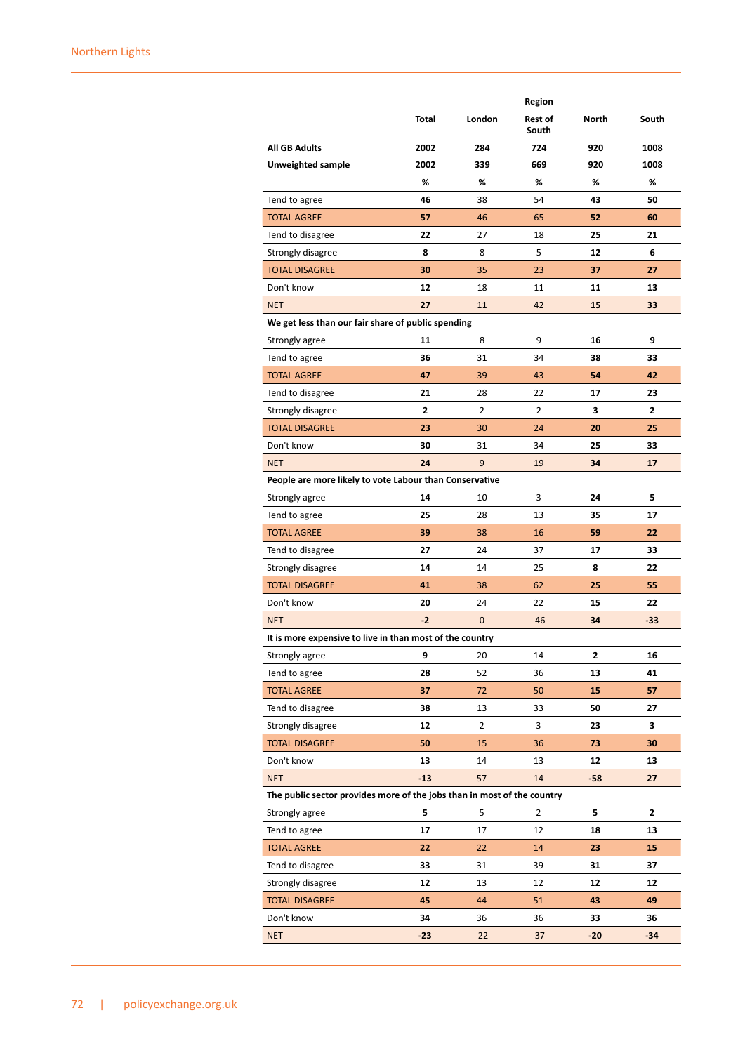| | Total | London | Region Rest of South | North | South |
|---|---|---|---|---|---|
| **All GB Adults** | 2002 | 284 | 724 | 920 | 1008 |
| **Unweighted sample** | 2002 | 339 | 669 | 920 | 1008 |
| | % | % | % | % | % |
| Tend to agree | 46 | 38 | 54 | 43 | 50 |
| TOTAL AGREE | 57 | 46 | 65 | 52 | 60 |
| Tend to disagree | 22 | 27 | 18 | 25 | 21 |
| Strongly disagree | 8 | 8 | 5 | 12 | 6 |
| TOTAL DISAGREE | 30 | 35 | 23 | 37 | 27 |
| Don't know | 12 | 18 | 11 | 11 | 13 |
| NET | 27 | 11 | 42 | 15 | 33 |
| **We get less than our fair share of public spending** | | | | | |
| Strongly agree | 11 | 8 | 9 | 16 | 9 |
| Tend to agree | 36 | 31 | 34 | 38 | 33 |
| TOTAL AGREE | 47 | 39 | 43 | 54 | 42 |
| Tend to disagree | 21 | 28 | 22 | 17 | 23 |
| Strongly disagree | 2 | 2 | 2 | 3 | 2 |
| TOTAL DISAGREE | 23 | 30 | 24 | 20 | 25 |
| Don't know | 30 | 31 | 34 | 25 | 33 |
| NET | 24 | 9 | 19 | 34 | 17 |
| **People are more likely to vote Labour than Conservative** | | | | | |
| Strongly agree | 14 | 10 | 3 | 24 | 5 |
| Tend to agree | 25 | 28 | 13 | 35 | 17 |
| TOTAL AGREE | 39 | 38 | 16 | 59 | 22 |
| Tend to disagree | 27 | 24 | 37 | 17 | 33 |
| Strongly disagree | 14 | 14 | 25 | 8 | 22 |
| TOTAL DISAGREE | 41 | 38 | 62 | 25 | 55 |
| Don't know | 20 | 24 | 22 | 15 | 22 |
| NET | -2 | 0 | -46 | 34 | -33 |
| **It is more expensive to live in than most of the country** | | | | | |
| Strongly agree | 9 | 20 | 14 | 2 | 16 |
| Tend to agree | 28 | 52 | 36 | 13 | 41 |
| TOTAL AGREE | 37 | 72 | 50 | 15 | 57 |
| Tend to disagree | 38 | 13 | 33 | 50 | 27 |
| Strongly disagree | 12 | 2 | 3 | 23 | 3 |
| TOTAL DISAGREE | 50 | 15 | 36 | 73 | 30 |
| Don't know | 13 | 14 | 13 | 12 | 13 |
| NET | -13 | 57 | 14 | -58 | 27 |
| **The public sector provides more of the jobs than in most of the country** | | | | | |
| Strongly agree | 5 | 5 | 2 | 5 | 2 |
| Tend to agree | 17 | 17 | 12 | 18 | 13 |
| TOTAL AGREE | 22 | 22 | 14 | 23 | 15 |
| Tend to disagree | 33 | 31 | 39 | 31 | 37 |
| Strongly disagree | 12 | 13 | 12 | 12 | 12 |
| TOTAL DISAGREE | 45 | 44 | 51 | 43 | 49 |
| Don't know | 34 | 36 | 36 | 33 | 36 |
| NET | -23 | -22 | -37 | -20 | -34 |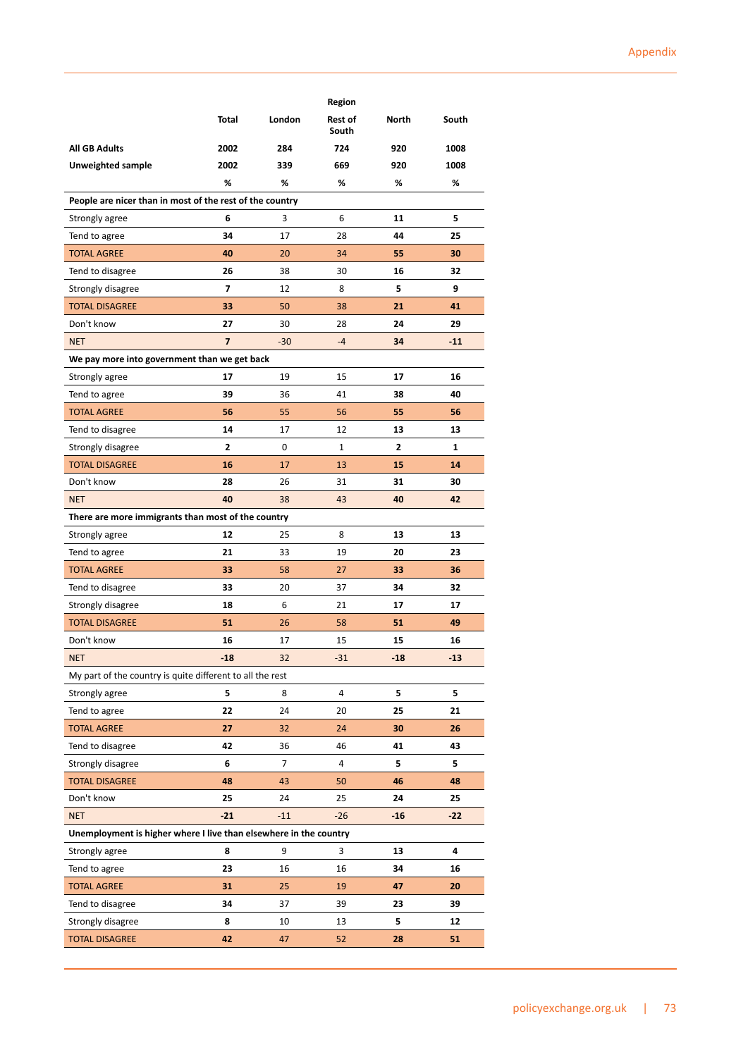| | Total | London | Region<br>Rest of South | North | South |
|---|---|---|---|---|---|
| **All GB Adults** | **2002** | **284** | **724** | **920** | **1008** |
| **Unweighted sample** | **2002** | **339** | **669** | **920** | **1008** |
| | **%** | **%** | **%** | **%** | **%** |
| **People are nicer than in most of the rest of the country** | | | | | |
| Strongly agree | **6** | 3 | 6 | **11** | **5** |
| Tend to agree | **34** | 17 | 28 | **44** | **25** |
| TOTAL AGREE | **40** | 20 | 34 | **55** | **30** |
| Tend to disagree | **26** | 38 | 30 | **16** | **32** |
| Strongly disagree | **7** | 12 | 8 | **5** | **9** |
| TOTAL DISAGREE | **33** | 50 | 38 | **21** | **41** |
| Don't know | **27** | 30 | 28 | **24** | **29** |
| NET | **7** | -30 | -4 | **34** | **-11** |
| **We pay more into government than we get back** | | | | | |
| Strongly agree | **17** | 19 | 15 | **17** | **16** |
| Tend to agree | **39** | 36 | 41 | **38** | **40** |
| TOTAL AGREE | **56** | 55 | 56 | **55** | **56** |
| Tend to disagree | **14** | 17 | 12 | **13** | **13** |
| Strongly disagree | **2** | 0 | 1 | **2** | **1** |
| TOTAL DISAGREE | **16** | 17 | 13 | **15** | **14** |
| Don't know | **28** | 26 | 31 | **31** | **30** |
| NET | **40** | 38 | 43 | **40** | **42** |
| **There are more immigrants than most of the country** | | | | | |
| Strongly agree | **12** | 25 | 8 | **13** | **13** |
| Tend to agree | **21** | 33 | 19 | **20** | **23** |
| TOTAL AGREE | **33** | 58 | 27 | **33** | **36** |
| Tend to disagree | **33** | 20 | 37 | **34** | **32** |
| Strongly disagree | **18** | 6 | 21 | **17** | **17** |
| TOTAL DISAGREE | **51** | 26 | 58 | **51** | **49** |
| Don't know | **16** | 17 | 15 | **15** | **16** |
| NET | **-18** | 32 | -31 | **-18** | **-13** |
| My part of the country is quite different to all the rest | | | | | |
| Strongly agree | **5** | 8 | 4 | **5** | **5** |
| Tend to agree | **22** | 24 | 20 | **25** | **21** |
| TOTAL AGREE | **27** | 32 | 24 | **30** | **26** |
| Tend to disagree | **42** | 36 | 46 | **41** | **43** |
| Strongly disagree | **6** | 7 | 4 | **5** | **5** |
| TOTAL DISAGREE | **48** | 43 | 50 | **46** | **48** |
| Don't know | **25** | 24 | 25 | **24** | **25** |
| NET | **-21** | -11 | -26 | **-16** | **-22** |
| **Unemployment is higher where I live than elsewhere in the country** | | | | | |
| Strongly agree | **8** | 9 | 3 | **13** | **4** |
| Tend to agree | **23** | 16 | 16 | **34** | **16** |
| TOTAL AGREE | **31** | 25 | 19 | **47** | **20** |
| Tend to disagree | **34** | 37 | 39 | **23** | **39** |
| Strongly disagree | **8** | 10 | 13 | **5** | **12** |
| TOTAL DISAGREE | **42** | 47 | 52 | **28** | **51** |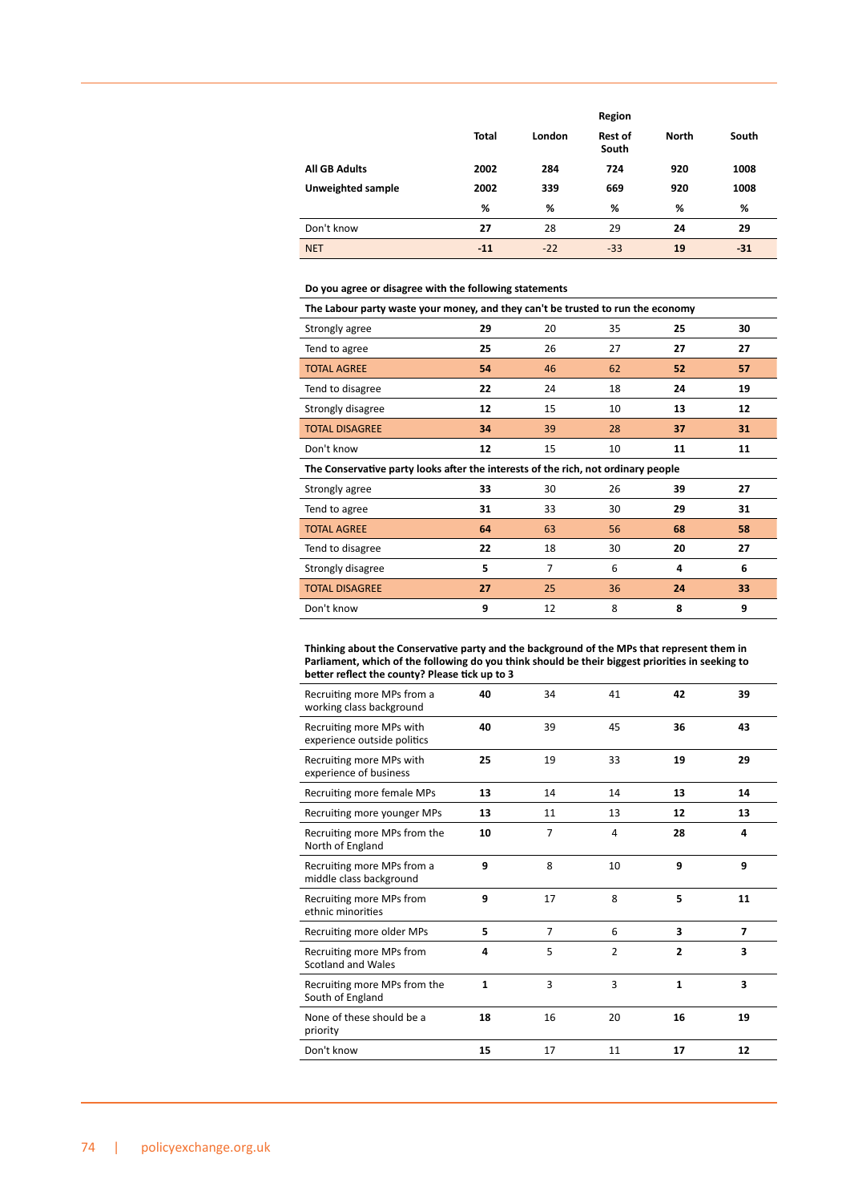| | Total | London | Rest of South | North | South |
|---|---|---|---|---|---|
| | | | Region | | |
| **All GB Adults** | **2002** | **284** | **724** | **920** | **1008** |
| **Unweighted sample** | **2002** | **339** | **669** | **920** | **1008** |
| | % | % | % | % | % |
| Don't know | **27** | 28 | 29 | **24** | **29** |
| NET | **-11** | -22 | -33 | **19** | **-31** |

**Do you agree or disagree with the following statements**

| | Total | London | Rest of South | North | South |
|---|---|---|---|---|---|
| **The Labour party waste your money, and they can't be trusted to run the economy** | | | | | |
| Strongly agree | **29** | 20 | 35 | **25** | **30** |
| Tend to agree | **25** | 26 | 27 | **27** | **27** |
| TOTAL AGREE | **54** | 46 | 62 | **52** | **57** |
| Tend to disagree | **22** | 24 | 18 | **24** | **19** |
| Strongly disagree | **12** | 15 | 10 | **13** | **12** |
| TOTAL DISAGREE | **34** | 39 | 28 | **37** | **31** |
| Don't know | **12** | 15 | 10 | **11** | **11** |
| **The Conservative party looks after the interests of the rich, not ordinary people** | | | | | |
| Strongly agree | **33** | 30 | 26 | **39** | **27** |
| Tend to agree | **31** | 33 | 30 | **29** | **31** |
| TOTAL AGREE | **64** | 63 | 56 | **68** | **58** |
| Tend to disagree | **22** | 18 | 30 | **20** | **27** |
| Strongly disagree | **5** | 7 | 6 | **4** | **6** |
| TOTAL DISAGREE | **27** | 25 | 36 | **24** | **33** |
| Don't know | **9** | 12 | 8 | **8** | **9** |

**Thinking about the Conservative party and the background of the MPs that represent them in Parliament, which of the following do you think should be their biggest priorities in seeking to better reflect the county? Please tick up to 3**

| | Total | London | Rest of South | North | South |
|---|---|---|---|---|---|
| Recruiting more MPs from a working class background | **40** | 34 | 41 | **42** | **39** |
| Recruiting more MPs with experience outside politics | **40** | 39 | 45 | **36** | **43** |
| Recruiting more MPs with experience of business | **25** | 19 | 33 | **19** | **29** |
| Recruiting more female MPs | **13** | 14 | 14 | **13** | **14** |
| Recruiting more younger MPs | **13** | 11 | 13 | **12** | **13** |
| Recruiting more MPs from the North of England | **10** | 7 | 4 | **28** | **4** |
| Recruiting more MPs from a middle class background | **9** | 8 | 10 | **9** | **9** |
| Recruiting more MPs from ethnic minorities | **9** | 17 | 8 | **5** | **11** |
| Recruiting more older MPs | **5** | 7 | 6 | **3** | **7** |
| Recruiting more MPs from Scotland and Wales | **4** | 5 | 2 | **2** | **3** |
| Recruiting more MPs from the South of England | **1** | 3 | 3 | **1** | **3** |
| None of these should be a priority | **18** | 16 | 20 | **16** | **19** |
| Don't know | **15** | 17 | 11 | **17** | **12** |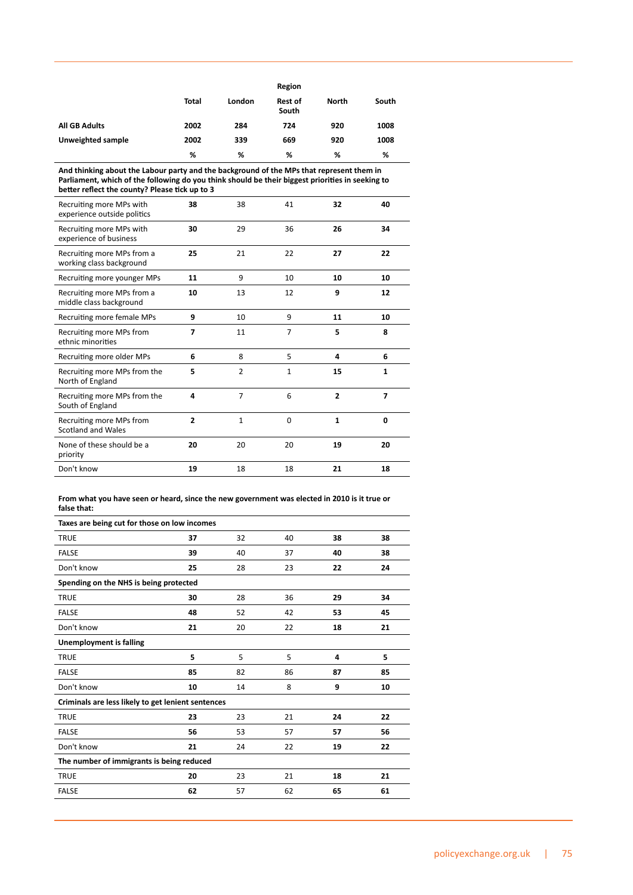| | Total | Region | | | |
|---|---|---|---|---|---|
| | | London | Rest of South | North | South |
| **All GB Adults** | **2002** | **284** | **724** | **920** | **1008** |
| **Unweighted sample** | **2002** | **339** | **669** | **920** | **1008** |
| | **%** | **%** | **%** | **%** | **%** |
| **And thinking about the Labour party and the background of the MPs that represent them in Parliament, which of the following do you think should be their biggest priorities in seeking to better reflect the county? Please tick up to 3** | | | | | |
| Recruiting more MPs with experience outside politics | **38** | 38 | 41 | **32** | **40** |
| Recruiting more MPs with experience of business | **30** | 29 | 36 | **26** | **34** |
| Recruiting more MPs from a working class background | **25** | 21 | 22 | **27** | **22** |
| Recruiting more younger MPs | **11** | 9 | 10 | **10** | **10** |
| Recruiting more MPs from a middle class background | **10** | 13 | 12 | **9** | **12** |
| Recruiting more female MPs | **9** | 10 | 9 | **11** | **10** |
| Recruiting more MPs from ethnic minorities | **7** | 11 | 7 | **5** | **8** |
| Recruiting more older MPs | **6** | 8 | 5 | **4** | **6** |
| Recruiting more MPs from the North of England | **5** | 2 | 1 | **15** | **1** |
| Recruiting more MPs from the South of England | **4** | 7 | 6 | **2** | **7** |
| Recruiting more MPs from Scotland and Wales | **2** | 1 | 0 | **1** | **0** |
| None of these should be a priority | **20** | 20 | 20 | **19** | **20** |
| Don't know | **19** | 18 | 18 | **21** | **18** |

**From what you have seen or heard, since the new government was elected in 2010 is it true or false that:**

| | Total | London | Rest of South | North | South |
|---|---|---|---|---|---|
| **Taxes are being cut for those on low incomes** | | | | | |
| TRUE | **37** | 32 | 40 | **38** | **38** |
| FALSE | **39** | 40 | 37 | **40** | **38** |
| Don't know | **25** | 28 | 23 | **22** | **24** |
| **Spending on the NHS is being protected** | | | | | |
| TRUE | **30** | 28 | 36 | **29** | **34** |
| FALSE | **48** | 52 | 42 | **53** | **45** |
| Don't know | **21** | 20 | 22 | **18** | **21** |
| **Unemployment is falling** | | | | | |
| TRUE | **5** | 5 | 5 | **4** | **5** |
| FALSE | **85** | 82 | 86 | **87** | **85** |
| Don't know | **10** | 14 | 8 | **9** | **10** |
| **Criminals are less likely to get lenient sentences** | | | | | |
| TRUE | **23** | 23 | 21 | **24** | **22** |
| FALSE | **56** | 53 | 57 | **57** | **56** |
| Don't know | **21** | 24 | 22 | **19** | **22** |
| **The number of immigrants is being reduced** | | | | | |
| TRUE | **20** | 23 | 21 | **18** | **21** |
| FALSE | **62** | 57 | 62 | **65** | **61** |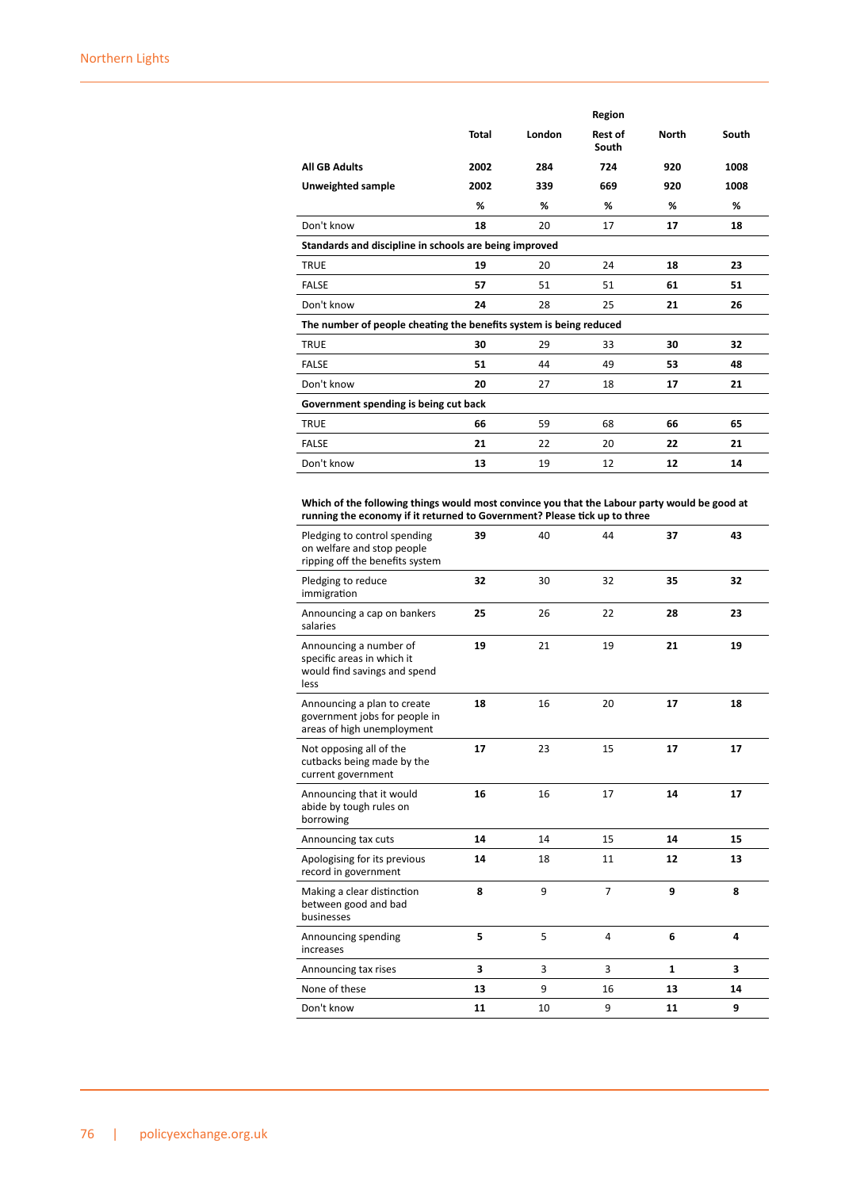| | Total | London | Region Rest of South | North | South |
|---|---|---|---|---|---|
| **All GB Adults** | **2002** | **284** | **724** | **920** | **1008** |
| **Unweighted sample** | **2002** | **339** | **669** | **920** | **1008** |
| | **%** | **%** | **%** | **%** | **%** |
| Don't know | **18** | 20 | 17 | **17** | **18** |
| **Standards and discipline in schools are being improved** | | | | | |
| TRUE | **19** | 20 | 24 | **18** | **23** |
| FALSE | **57** | 51 | 51 | **61** | **51** |
| Don't know | **24** | 28 | 25 | **21** | **26** |
| **The number of people cheating the benefits system is being reduced** | | | | | |
| TRUE | **30** | 29 | 33 | **30** | **32** |
| FALSE | **51** | 44 | 49 | **53** | **48** |
| Don't know | **20** | 27 | 18 | **17** | **21** |
| **Government spending is being cut back** | | | | | |
| TRUE | **66** | 59 | 68 | **66** | **65** |
| FALSE | **21** | 22 | 20 | **22** | **21** |
| Don't know | **13** | 19 | 12 | **12** | **14** |
| **Which of the following things would most convince you that the Labour party would be good at running the economy if it returned to Government? Please tick up to three** | | | | | |
| Pledging to control spending on welfare and stop people ripping off the benefits system | **39** | 40 | 44 | **37** | **43** |
| Pledging to reduce immigration | **32** | 30 | 32 | **35** | **32** |
| Announcing a cap on bankers salaries | **25** | 26 | 22 | **28** | **23** |
| Announcing a number of specific areas in which it would find savings and spend less | **19** | 21 | 19 | **21** | **19** |
| Announcing a plan to create government jobs for people in areas of high unemployment | **18** | 16 | 20 | **17** | **18** |
| Not opposing all of the cutbacks being made by the current government | **17** | 23 | 15 | **17** | **17** |
| Announcing that it would abide by tough rules on borrowing | **16** | 16 | 17 | **14** | **17** |
| Announcing tax cuts | **14** | 14 | 15 | **14** | **15** |
| Apologising for its previous record in government | **14** | 18 | 11 | **12** | **13** |
| Making a clear distinction between good and bad businesses | **8** | 9 | 7 | **9** | **8** |
| Announcing spending increases | **5** | 5 | 4 | **6** | **4** |
| Announcing tax rises | **3** | 3 | 3 | **1** | **3** |
| None of these | **13** | 9 | 16 | **13** | **14** |
| Don't know | **11** | 10 | 9 | **11** | **9** |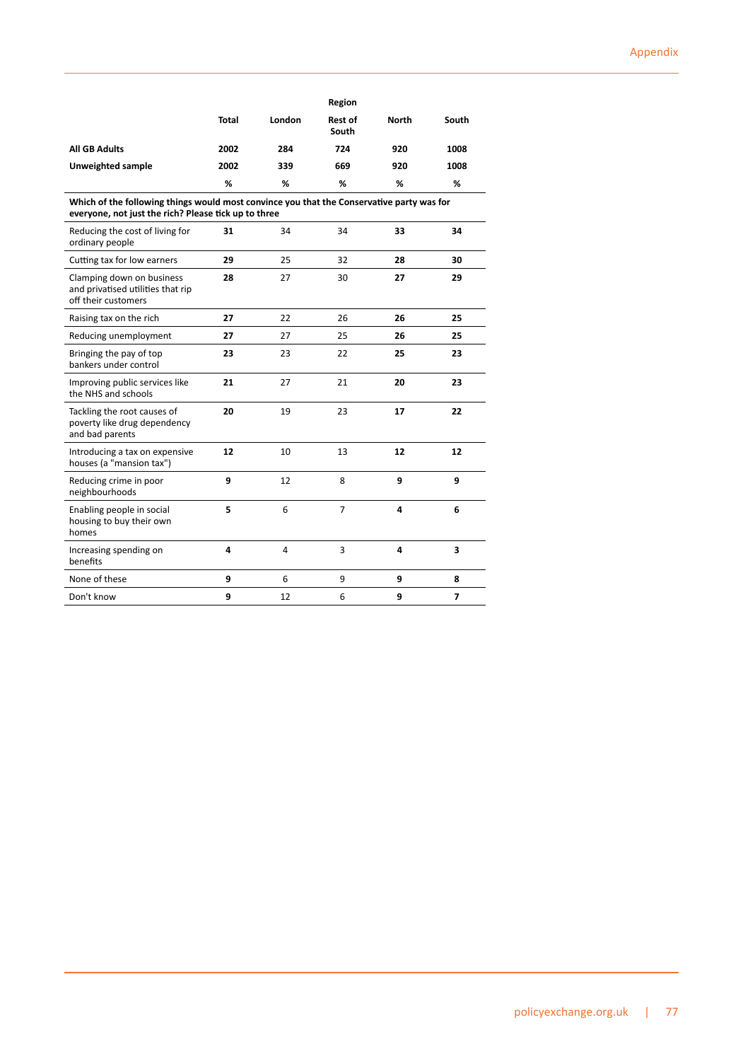| | Total | Region | | | |
|---|---|---|---|---|---|
| | | London | Rest of South | North | South |
| **All GB Adults** | **2002** | **284** | **724** | **920** | **1008** |
| **Unweighted sample** | **2002** | **339** | **669** | **920** | **1008** |
| | **%** | **%** | **%** | **%** | **%** |
| **Which of the following things would most convince you that the Conservative party was for everyone, not just the rich? Please tick up to three** | | | | | |
| Reducing the cost of living for ordinary people | **31** | 34 | 34 | **33** | **34** |
| Cutting tax for low earners | **29** | 25 | 32 | **28** | **30** |
| Clamping down on business and privatised utilities that rip off their customers | **28** | 27 | 30 | **27** | **29** |
| Raising tax on the rich | **27** | 22 | 26 | **26** | **25** |
| Reducing unemployment | **27** | 27 | 25 | **26** | **25** |
| Bringing the pay of top bankers under control | **23** | 23 | 22 | **25** | **23** |
| Improving public services like the NHS and schools | **21** | 27 | 21 | **20** | **23** |
| Tackling the root causes of poverty like drug dependency and bad parents | **20** | 19 | 23 | **17** | **22** |
| Introducing a tax on expensive houses (a "mansion tax") | **12** | 10 | 13 | **12** | **12** |
| Reducing crime in poor neighbourhoods | **9** | 12 | 8 | **9** | **9** |
| Enabling people in social housing to buy their own homes | **5** | 6 | 7 | **4** | **6** |
| Increasing spending on benefits | **4** | 4 | 3 | **4** | **3** |
| None of these | **9** | 6 | 9 | **9** | **8** |
| Don't know | **9** | 12 | 6 | **9** | **7** |